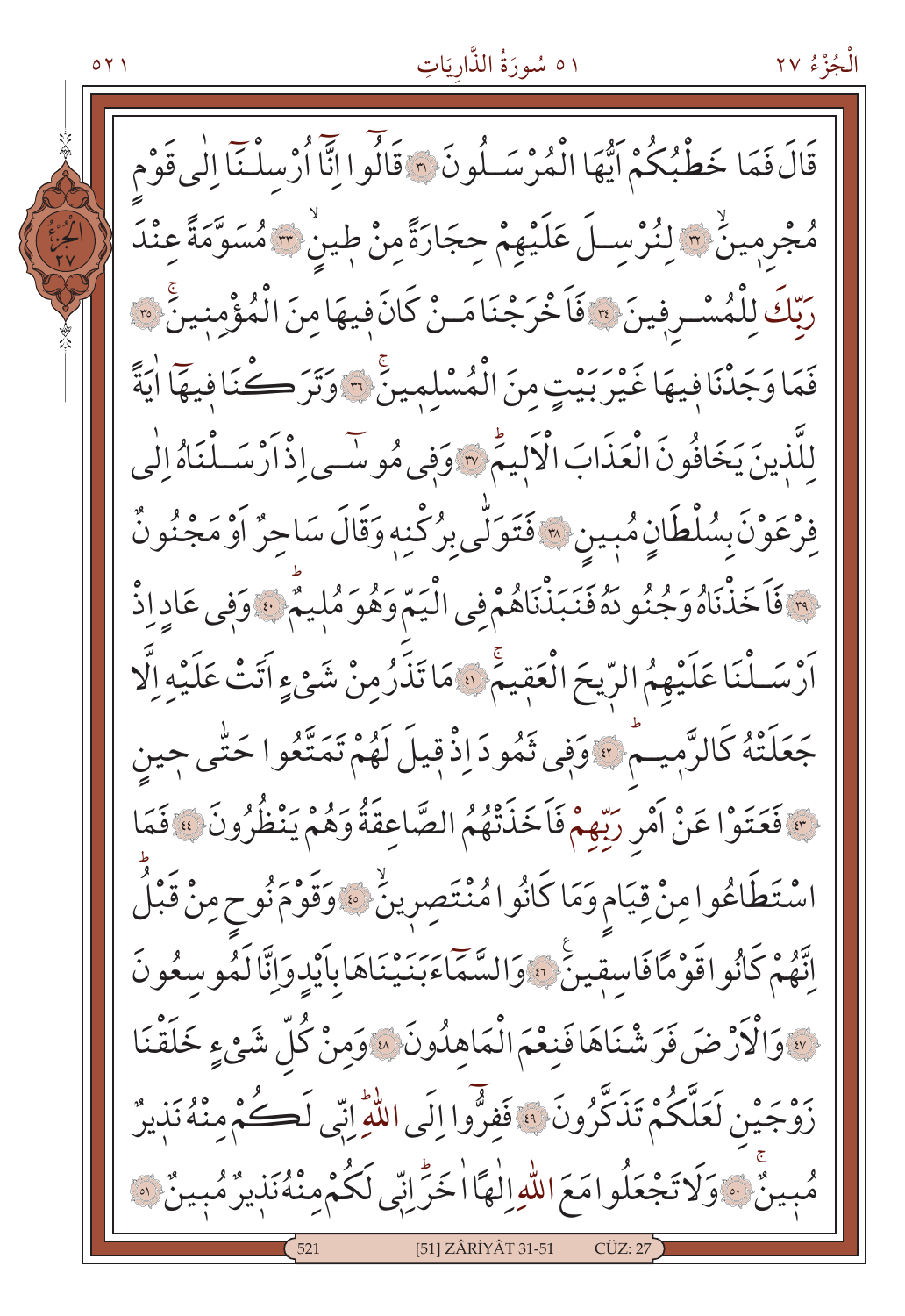قَالَ فَمَا خَطْبُكُمْ اَيُّهَا الْمُرْسَلُونَ ﴿٣١﴾ قَالُوا اِنَّا اُرْسِلْنَا اِلٰى قَوْمٍ مُجْرِمِينَۙ ﴿٣٢﴾ لِنُرْسِلَ عَلَيْهِمْ حِجَارَةً مِنْ طِينٍۙ ﴿٣٣﴾ مُسَوَّمَةً عِنْدَ رَبِّكَ لِلْمُسْرِفِينَ ﴿٣٤﴾ فَاَخْرَجْنَا مَنْ كَانَ فِيهَا مِنَ الْمُؤْمِنِينَۚ ﴿٣٥﴾ فَمَا وَجَدْنَا فِيهَا غَيْرَ بَيْتٍ مِنَ الْمُسْلِمِينَۚ ﴿٣٦﴾ وَتَرَكْنَا فِيهَٓا اٰيَةً لِلَّذِينَ يَخَافُونَ الْعَذَابَ الْاَلِيمَۜ ﴿٣٧﴾ وَفِي مُوسٰٓى اِذْ اَرْسَلْنَاهُ اِلٰى فِرْعَوْنَ بِسُلْطَانٍ مُبِينٍ ﴿٣٨﴾ فَتَوَلّٰى بِرُكْنِهِ وَقَالَ سَاحِرٌ اَوْ مَجْنُونٌ ﴿٣٩﴾ فَاَخَذْنَاهُ وَجُنُودَهُ فَنَبَذْنَاهُمْ فِي الْيَمِّ وَهُوَ مُلِيمٌۜ ﴿٤٠﴾ وَفِي عَادٍ اِذْ اَرْسَلْنَا عَلَيْهِمُ الرِّيحَ الْعَقِيمَۚ ﴿٤١﴾ مَا تَذَرُ مِنْ شَيْءٍ اَتَتْ عَلَيْهِ اِلَّا جَعَلَتْهُ كَالرَّمِيمِۜ ﴿٤٢﴾ وَفِي ثَمُودَ اِذْ قِيلَ لَهُمْ تَمَتَّعُوا حَتّٰى حِينٍ ﴿٤٣﴾ فَعَتَوْا عَنْ اَمْرِ رَبِّهِمْ فَاَخَذَتْهُمُ الصَّاعِقَةُ وَهُمْ يَنْظُرُونَ ﴿٤٤﴾ فَمَا اسْتَطَاعُوا مِنْ قِيَامٍ وَمَا كَانُوا مُنْتَصِرِينَۙ ﴿٤٥﴾ وَقَوْمَ نُوحٍ مِنْ قَبْلُۜ اِنَّهُمْ كَانُوا قَوْمًا فَاسِقِينَۚ ﴿٤٦﴾ وَالسَّمَٓاءَ بَنَيْنَاهَا بِاَيْدٍ وَاِنَّا لَمُوسِعُونَ ﴿٤٧﴾ وَالْاَرْضَ فَرَشْنَاهَا فَنِعْمَ الْمَاهِدُونَ ﴿٤٨﴾ وَمِنْ كُلِّ شَيْءٍ خَلَقْنَا زَوْجَيْنِ لَعَلَّكُمْ تَذَكَّرُونَ ﴿٤٩﴾ فَفِرُّٓوا اِلَى اللّٰهِۜ اِنِّي لَكُمْ مِنْهُ نَذِيرٌ مُبِينٌۚ ﴿٥٠﴾ وَلَا تَجْعَلُوا مَعَ اللّٰهِ اِلٰهًا اٰخَرَۜ اِنِّي لَكُمْ مِنْهُ نَذِيرٌ مُبِينٌ ﴿٥١﴾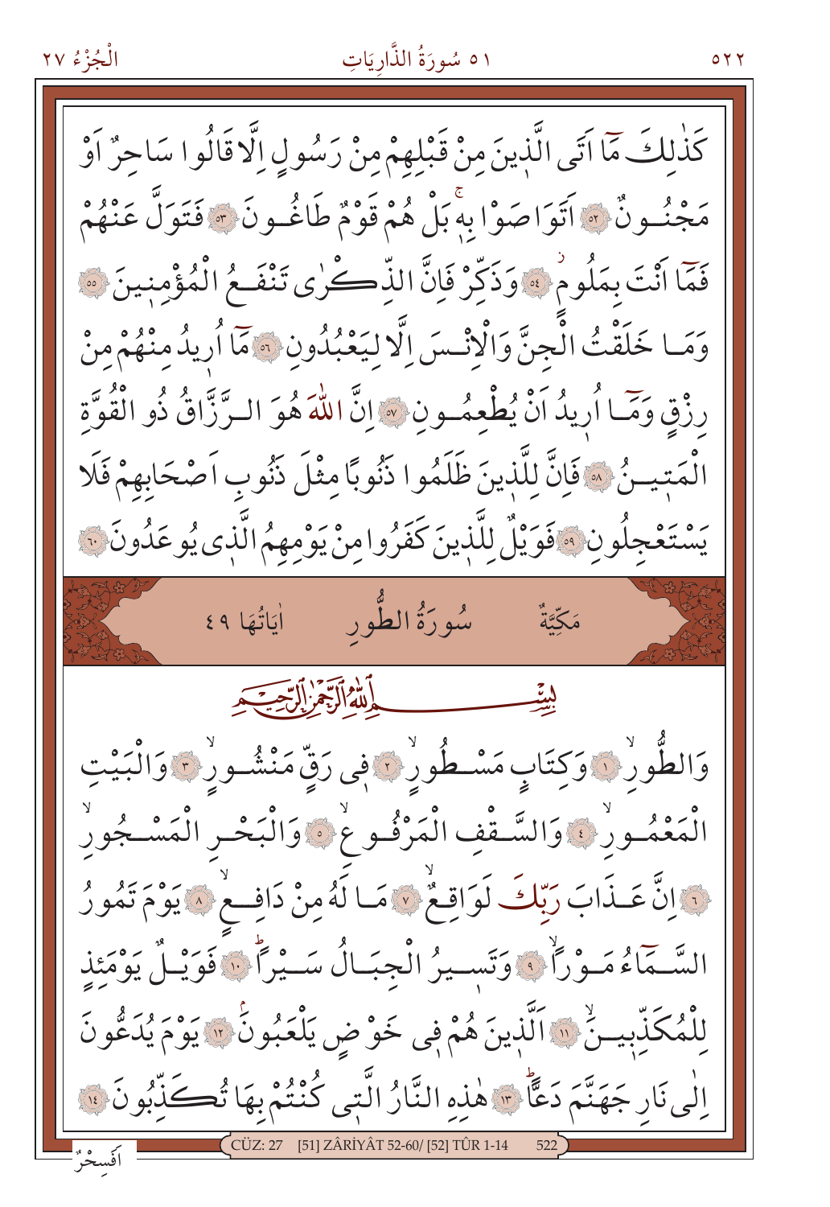كَذٰلِكَ مَٓا اَتَى الَّذٖينَ مِنْ قَبْلِهِمْ مِنْ رَسُولٍ اِلَّا قَالُوا سَاحِرٌ اَوْ مَجْنُونٌ ﴿٥٢﴾ اَتَوَاصَوْا بِهٖۚ بَلْ هُمْ قَوْمٌ طَاغُونَ ﴿٥٣﴾ فَتَوَلَّ عَنْهُمْ فَمَٓا اَنْتَ بِمَلُومٍ ﴿٥٤﴾ وَذَكِّرْ فَاِنَّ الذِّكْرٰى تَنْفَعُ الْمُؤْمِنٖينَ ﴿٥٥﴾ وَمَا خَلَقْتُ الْجِنَّ وَالْاِنْسَ اِلَّا لِيَعْبُدُونِ ﴿٥٦﴾ مَٓا اُرٖيدُ مِنْهُمْ مِنْ رِزْقٍ وَمَٓا اُرٖيدُ اَنْ يُطْعِمُونِ ﴿٥٧﴾ اِنَّ اللّٰهَ هُوَ الرَّزَّاقُ ذُو الْقُوَّةِ الْمَتٖينُ ﴿٥٨﴾ فَاِنَّ لِلَّذٖينَ ظَلَمُوا ذَنُوبًا مِثْلَ ذَنُوبِ اَصْحَابِهِمْ فَلَا يَسْتَعْجِلُونِ ﴿٥٩﴾ فَوَيْلٌ لِلَّذٖينَ كَفَرُوا مِنْ يَوْمِهِمُ الَّذٖى يُوعَدُونَ ﴿٦٠﴾

## سُورَةُ الطُّورِ

مَكِّيَّةٌ — اٰيَاتُهَا ٤٩

بِسْمِ اللّٰهِ الرَّحْمٰنِ الرَّحٖيمِ

وَالطُّورِۙ ﴿١﴾ وَكِتَابٍ مَسْطُورٍۙ ﴿٢﴾ فٖى رَقٍّ مَنْشُورٍۙ ﴿٣﴾ وَالْبَيْتِ الْمَعْمُورِۙ ﴿٤﴾ وَالسَّقْفِ الْمَرْفُوعِۙ ﴿٥﴾ وَالْبَحْرِ الْمَسْجُورِۙ ﴿٦﴾ اِنَّ عَذَابَ رَبِّكَ لَوَاقِعٌۙ ﴿٧﴾ مَا لَهُ مِنْ دَافِعٍۙ ﴿٨﴾ يَوْمَ تَمُورُ السَّمَٓاءُ مَوْرًاۙ ﴿٩﴾ وَتَسٖيرُ الْجِبَالُ سَيْرًاؕ ﴿١٠﴾ فَوَيْلٌ يَوْمَئِذٍ لِلْمُكَذِّبٖينَۙ ﴿١١﴾ اَلَّذٖينَ هُمْ فٖى خَوْضٍ يَلْعَبُونَۢ ﴿١٢﴾ يَوْمَ يُدَعُّونَ اِلٰى نَارِ جَهَنَّمَ دَعًّاؕ ﴿١٣﴾ هٰذِهِ النَّارُ الَّتٖى كُنْتُمْ بِهَا تُكَذِّبُونَ ﴿١٤﴾

CÜZ: 27 [51] ZÂRİYÂT 52-60/ [52] TÛR 1-14

اَفَسِحْرٌ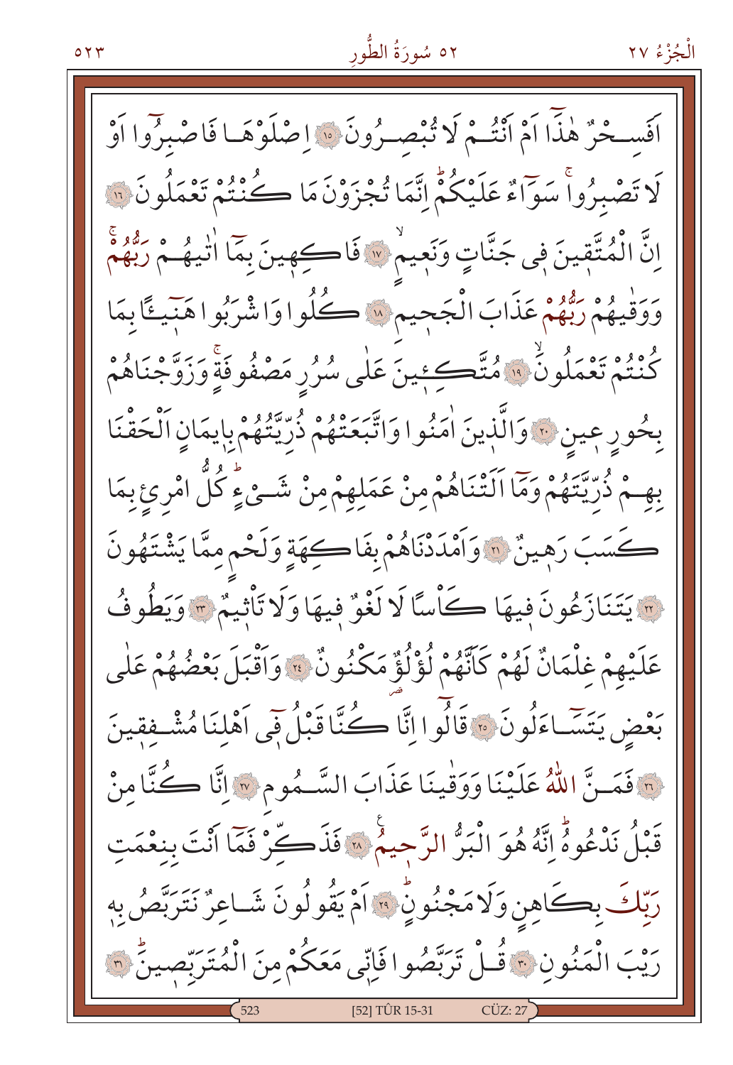اَفَسِحْرٌ هٰذَٓا اَمْ اَنْتُمْ لَا تُبْصِرُونَ ﴿١٥﴾ اِصْلَوْهَا فَاصْبِرُٓوا اَوْ لَا تَصْبِرُواۚ سَوَٓاءٌ عَلَيْكُمْۜ اِنَّمَا تُجْزَوْنَ مَا كُنْتُمْ تَعْمَلُونَ ﴿١٦﴾ اِنَّ الْمُتَّقِينَ فٖى جَنَّاتٍ وَنَعٖيمٍۙ ﴿١٧﴾ فَاكِهٖينَ بِمَٓا اٰتٰيهُمْ رَبُّهُمْۚ وَوَقٰيهُمْ رَبُّهُمْ عَذَابَ الْجَحٖيمِ ﴿١٨﴾ كُلُوا وَاشْرَبُوا هَٰنٖٓيـًٔا بِمَا كُنْتُمْ تَعْمَلُونَۙ ﴿١٩﴾ مُتَّكِـٖٔينَ عَلٰى سُرُرٍ مَصْفُوفَةٍۚ وَزَوَّجْنَاهُمْ بِحُورٍ عٖينٍ ﴿٢٠﴾ وَالَّذٖينَ اٰمَنُوا وَاتَّبَعَتْهُمْ ذُرِّيَّتُهُمْ بِاٖيمَانٍ اَلْحَقْنَا بِهِمْ ذُرِّيَّتَهُمْ وَمَٓا اَلَتْنَاهُمْ مِنْ عَمَلِهِمْ مِنْ شَيْءٍۜ كُلُّ امْرِئٍ بِمَا كَسَبَ رَهٖينٌ ﴿٢١﴾ وَاَمْدَدْنَاهُمْ بِفَاكِهَةٍ وَلَحْمٍ مِمَّا يَشْتَهُونَ ﴿٢٢﴾ يَتَنَازَعُونَ فٖيهَا كَاْسًا لَا لَغْوٌ فٖيهَا وَلَا تَاْثٖيمٌ ﴿٢٣﴾ وَيَطُوفُ عَلَيْهِمْ غِلْمَانٌ لَهُمْ كَاَنَّهُمْ لُؤْلُؤٌ مَكْنُونٌ ﴿٢٤﴾ وَاَقْبَلَ بَعْضُهُمْ عَلٰى بَعْضٍ يَتَسَٓاءَلُونَ ﴿٢٥﴾ قَالُٓوا اِنَّا كُنَّا قَبْلُ فٖٓى اَهْلِنَا مُشْفِقٖينَ ﴿٢٦﴾ فَمَنَّ اللّٰهُ عَلَيْنَا وَوَقٰينَا عَذَابَ السَّمُومِ ﴿٢٧﴾ اِنَّا كُنَّا مِنْ قَبْلُ نَدْعُوهُۜ اِنَّهُ هُوَ الْبَرُّ الرَّحٖيمُ ﴿٢٨﴾ فَذَكِّرْ فَمَٓا اَنْتَ بِنِعْمَتِ رَبِّكَ بِكَاهِنٍ وَلَا مَجْنُونٍۜ ﴿٢٩﴾ اَمْ يَقُولُونَ شَاعِرٌ نَتَرَبَّصُ بِهٖ رَيْبَ الْمَنُونِ ﴿٣٠﴾ قُلْ تَرَبَّصُوا فَاِنّٖى مَعَكُمْ مِنَ الْمُتَرَبِّصٖينَۜ ﴿٣١﴾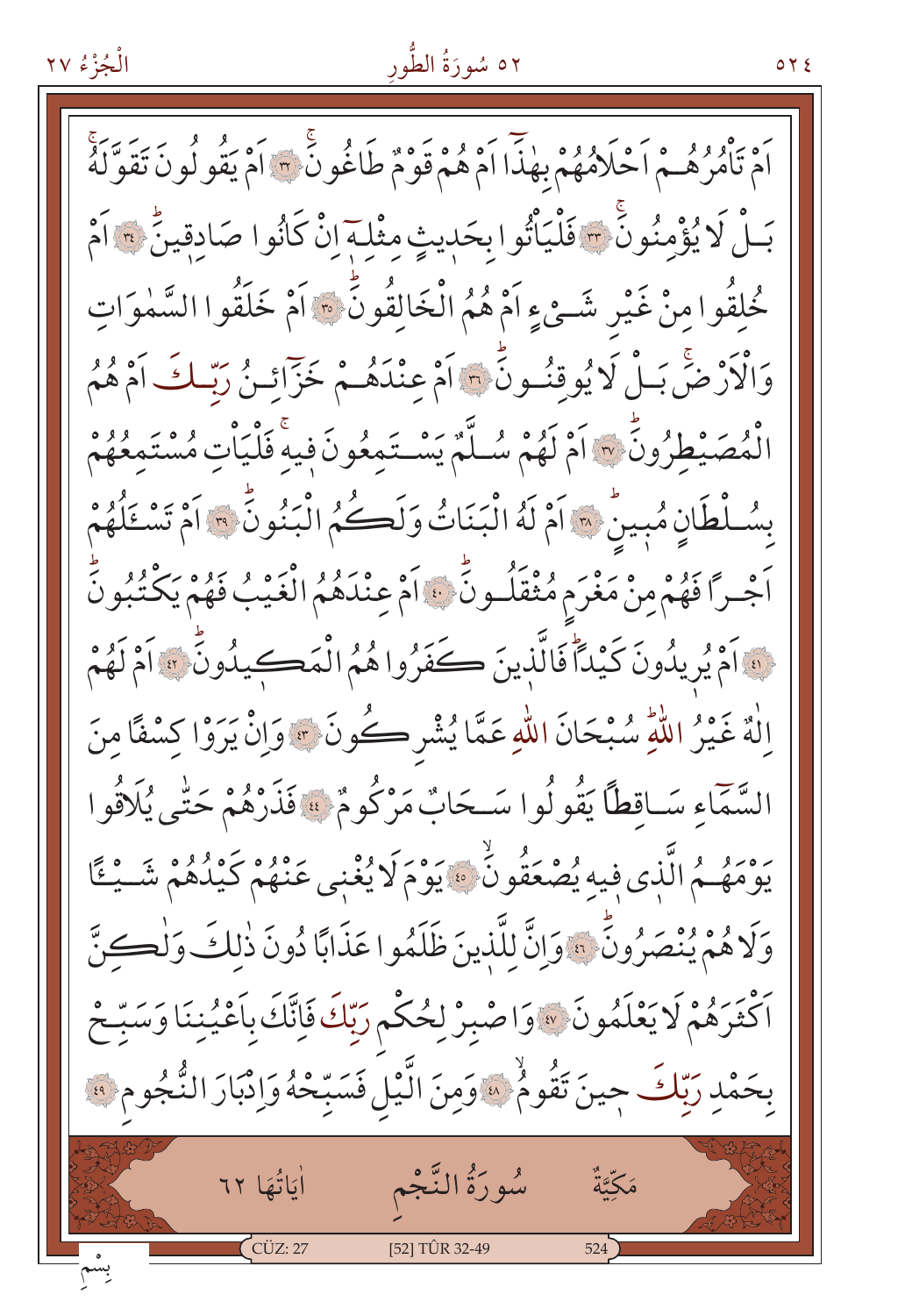اَمْ تَاْمُرُهُمْ اَحْلَامُهُمْ بِهٰذَٓا اَمْ هُمْ قَوْمٌ طَاغُونَۚ ﴿٣٢﴾ اَمْ يَقُولُونَ تَقَوَّلَهُۚ بَلْ لَا يُؤْمِنُونَۚ ﴿٣٣﴾ فَلْيَاْتُوا بِحَدٖيثٍ مِثْلِهٖٓ اِنْ كَانُوا صَادِقٖينَۜ ﴿٣٤﴾ اَمْ خُلِقُوا مِنْ غَيْرِ شَيْءٍ اَمْ هُمُ الْخَالِقُونَۜ ﴿٣٥﴾ اَمْ خَلَقُوا السَّمٰوَاتِ وَالْاَرْضَۚ بَلْ لَا يُوقِنُونَۜ ﴿٣٦﴾ اَمْ عِنْدَهُمْ خَزَٓائِنُ رَبِّكَ اَمْ هُمُ الْمُصَيْطِرُونَۜ ﴿٣٧﴾ اَمْ لَهُمْ سُلَّمٌ يَسْتَمِعُونَ فٖيهِۚ فَلْيَاْتِ مُسْتَمِعُهُمْ بِسُلْطَانٍ مُبٖينٍۜ ﴿٣٨﴾ اَمْ لَهُ الْبَنَاتُ وَلَكُمُ الْبَنُونَۜ ﴿٣٩﴾ اَمْ تَسْـَٔلُهُمْ اَجْرًا فَهُمْ مِنْ مَغْرَمٍ مُثْقَلُونَۜ ﴿٤٠﴾ اَمْ عِنْدَهُمُ الْغَيْبُ فَهُمْ يَكْتُبُونَۜ ﴿٤١﴾ اَمْ يُرٖيدُونَ كَيْدًاۜ فَالَّذٖينَ كَفَرُوا هُمُ الْمَكٖيدُونَۜ ﴿٤٢﴾ اَمْ لَهُمْ اِلٰهٌ غَيْرُ اللّٰهِۜ سُبْحَانَ اللّٰهِ عَمَّا يُشْرِكُونَ ﴿٤٣﴾ وَاِنْ يَرَوْا كِسْفًا مِنَ السَّمَٓاءِ سَاقِطًا يَقُولُوا سَحَابٌ مَرْكُومٌ ﴿٤٤﴾ فَذَرْهُمْ حَتّٰى يُلَاقُوا يَوْمَهُمُ الَّذٖى فٖيهِ يُصْعَقُونَۙ ﴿٤٥﴾ يَوْمَ لَا يُغْنٖى عَنْهُمْ كَيْدُهُمْ شَيْـًٔا وَلَا هُمْ يُنْصَرُونَۜ ﴿٤٦﴾ وَاِنَّ لِلَّذٖينَ ظَلَمُوا عَذَابًا دُونَ ذٰلِكَ وَلٰكِنَّ اَكْثَرَهُمْ لَا يَعْلَمُونَ ﴿٤٧﴾ وَاصْبِرْ لِحُكْمِ رَبِّكَ فَاِنَّكَ بِاَعْيُنِنَا وَسَبِّحْ بِحَمْدِ رَبِّكَ حٖينَ تَقُومُۙ ﴿٤٨﴾ وَمِنَ الَّيْلِ فَسَبِّحْهُ وَاِدْبَارَ النُّجُومِ ﴿٤٩﴾

## مَكِّيَّةٌ سُورَةُ النَّجْمِ اٰيَاتُهَا ٦٢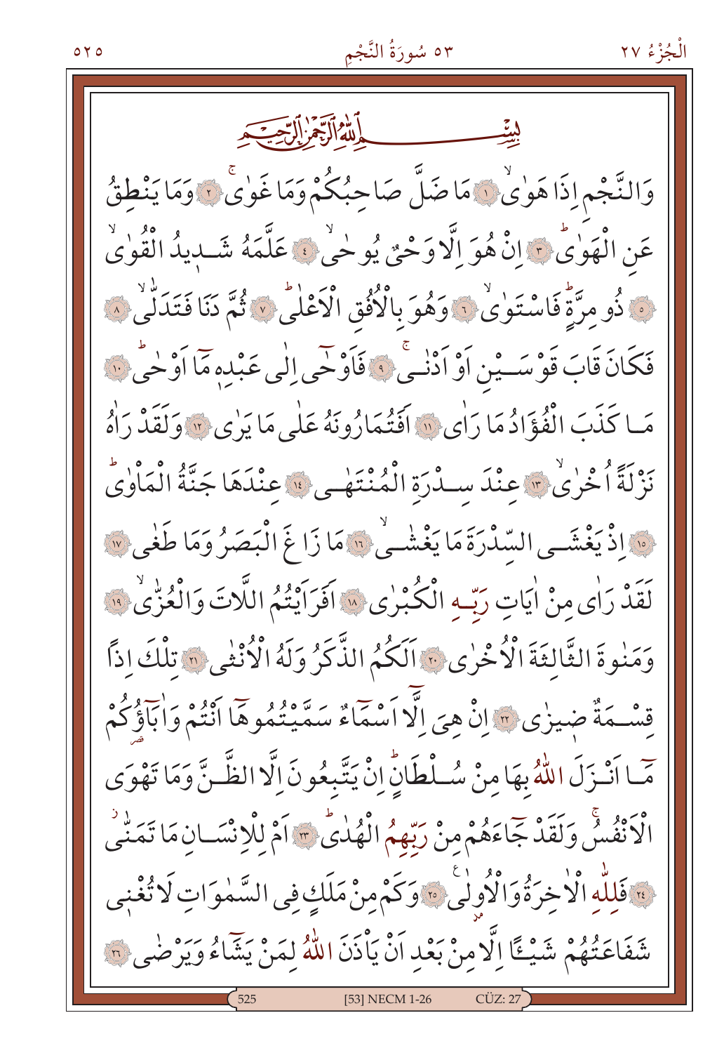بِسْمِ اللّٰهِ الرَّحْمٰنِ الرَّح۪يمِ

وَالنَّجْمِ اِذَا هَوٰىۙ ﴿١﴾ مَا ضَلَّ صَاحِبُكُمْ وَمَا غَوٰىۚ ﴿٢﴾ وَمَا يَنْطِقُ عَنِ الْهَوٰىۜ ﴿٣﴾ اِنْ هُوَ اِلَّا وَحْيٌ يُوحٰىۙ ﴿٤﴾ عَلَّمَهُ شَد۪يدُ الْقُوٰىۙ ﴿٥﴾ ذُو مِرَّةٍۜ فَاسْتَوٰىۙ ﴿٦﴾ وَهُوَ بِالْاُفُقِ الْاَعْلٰىۜ ﴿٧﴾ ثُمَّ دَنَا فَتَدَلّٰىۙ ﴿٨﴾ فَكَانَ قَابَ قَوْسَيْنِ اَوْ اَدْنٰىۚ ﴿٩﴾ فَاَوْحٰٓى اِلٰى عَبْدِه۪ مَٓا اَوْحٰىۜ ﴿١٠﴾ مَا كَذَبَ الْفُؤٰادُ مَا رَاٰى ﴿١١﴾ اَفَتُمَارُونَهُ عَلٰى مَا يَرٰى ﴿١٢﴾ وَلَقَدْ رَاٰهُ نَزْلَةً اُخْرٰىۙ ﴿١٣﴾ عِنْدَ سِدْرَةِ الْمُنْتَهٰى ﴿١٤﴾ عِنْدَهَا جَنَّةُ الْمَاْوٰىۜ ﴿١٥﴾ اِذْ يَغْشَى السِّدْرَةَ مَا يَغْشٰىۙ ﴿١٦﴾ مَا زَاغَ الْبَصَرُ وَمَا طَغٰى ﴿١٧﴾ لَقَدْ رَاٰى مِنْ اٰيَاتِ رَبِّهِ الْكُبْرٰى ﴿١٨﴾ اَفَرَاَيْتُمُ اللَّاتَ وَالْعُزّٰىۙ ﴿١٩﴾ وَمَنٰوةَ الثَّالِثَةَ الْاُخْرٰى ﴿٢٠﴾ اَلَكُمُ الذَّكَرُ وَلَهُ الْاُنْثٰى ﴿٢١﴾ تِلْكَ اِذاً قِسْمَةٌ ض۪يزٰى ﴿٢٢﴾ اِنْ هِيَ اِلَّٓا اَسْمَٓاءٌ سَمَّيْتُمُوهَٓا اَنْتُمْ وَاٰبَٓاؤُ۬كُمْ مَٓا اَنْزَلَ اللّٰهُ بِهَا مِنْ سُلْطَانٍۜ اِنْ يَتَّبِعُونَ اِلَّا الظَّنَّ وَمَا تَهْوَى الْاَنْفُسُۚ وَلَقَدْ جَٓاءَهُمْ مِنْ رَبِّهِمُ الْهُدٰىۜ ﴿٢٣﴾ اَمْ لِلْاِنْسَانِ مَا تَمَنّٰىۘ ﴿٢٤﴾ فَلِلّٰهِ الْاٰخِرَةُ وَالْاُو۫لٰىۚ ﴿٢٥﴾ وَكَمْ مِنْ مَلَكٍ فِي السَّمٰوَاتِ لَا تُغْن۪ي شَفَاعَتُهُمْ شَيْـٔاً اِلَّا مِنْ بَعْدِ اَنْ يَاْذَنَ اللّٰهُ لِمَنْ يَشَٓاءُ وَيَرْضٰى ﴿٢٦﴾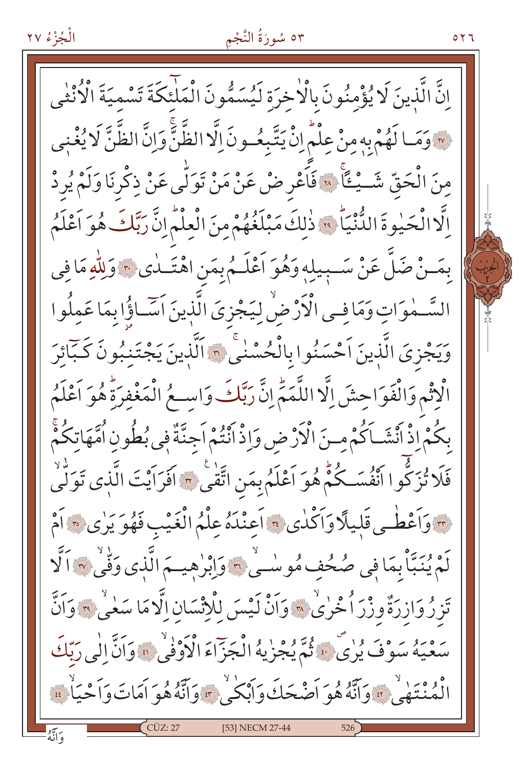اِنَّ الَّذٖينَ لَا يُؤْمِنُونَ بِالْاٰخِرَةِ لَيُسَمُّونَ الْمَلٰٓئِكَةَ تَسْمِيَةَ الْاُنْثٰى ﴿٢٧﴾ وَمَا لَهُمْ بِهٖ مِنْ عِلْمٍۜ اِنْ يَتَّبِعُونَ اِلَّا الظَّنَّۚ وَاِنَّ الظَّنَّ لَا يُغْنٖى مِنَ الْحَقِّ شَيْـًٔاۚ ﴿٢٨﴾ فَاَعْرِضْ عَنْ مَنْ تَوَلّٰى عَنْ ذِكْرِنَا وَلَمْ يُرِدْ اِلَّا الْحَيٰوةَ الدُّنْيَاۜ ﴿٢٩﴾ ذٰلِكَ مَبْلَغُهُمْ مِنَ الْعِلْمِۜ اِنَّ رَبَّكَ هُوَ اَعْلَمُ بِمَنْ ضَلَّ عَنْ سَبٖيلِهٖ وَهُوَ اَعْلَمُ بِمَنِ اهْتَدٰى ﴿٣٠﴾ وَلِلّٰهِ مَا فِى السَّمٰوَاتِ وَمَا فِى الْاَرْضِۙ لِيَجْزِىَ الَّذٖينَ اَسَٓاؤُا بِمَا عَمِلُوا وَيَجْزِىَ الَّذٖينَ اَحْسَنُوا بِالْحُسْنٰىۚ ﴿٣١﴾ اَلَّذٖينَ يَجْتَنِبُونَ كَبَٓائِرَ الْاِثْمِ وَالْفَوَاحِشَ اِلَّا اللَّمَمَۜ اِنَّ رَبَّكَ وَاسِعُ الْمَغْفِرَةِۜ هُوَ اَعْلَمُ بِكُمْ اِذْ اَنْشَاَكُمْ مِنَ الْاَرْضِ وَاِذْ اَنْتُمْ اَجِنَّةٌ فٖى بُطُونِ اُمَّهَاتِكُمْۚ فَلَا تُزَكُّٓوا اَنْفُسَكُمْۜ هُوَ اَعْلَمُ بِمَنِ اتَّقٰىۚ ﴿٣٢﴾ اَفَرَاَيْتَ الَّذٖى تَوَلّٰىۙ ﴿٣٣﴾ وَاَعْطٰى قَلٖيلًا وَاَكْدٰى ﴿٣٤﴾ اَعِنْدَهُ عِلْمُ الْغَيْبِ فَهُوَ يَرٰى ﴿٣٥﴾ اَمْ لَمْ يُنَبَّاْ بِمَا فٖى صُحُفِ مُوسٰىۙ ﴿٣٦﴾ وَاِبْرٰهٖيمَ الَّذٖى وَفّٰىۙ ﴿٣٧﴾ اَلَّا تَزِرُ وَازِرَةٌ وِزْرَ اُخْرٰىۙ ﴿٣٨﴾ وَاَنْ لَيْسَ لِلْاِنْسَانِ اِلَّا مَا سَعٰىۙ ﴿٣٩﴾ وَاَنَّ سَعْيَهُ سَوْفَ يُرٰىۖ ﴿٤٠﴾ ثُمَّ يُجْزٰيهُ الْجَزَٓاءَ الْاَوْفٰىۙ ﴿٤١﴾ وَاَنَّ اِلٰى رَبِّكَ الْمُنْتَهٰىۙ ﴿٤٢﴾ وَاَنَّهُ هُوَ اَضْحَكَ وَاَبْكٰىۙ ﴿٤٣﴾ وَاَنَّهُ هُوَ اَمَاتَ وَاَحْيَاۙ ﴿٤٤﴾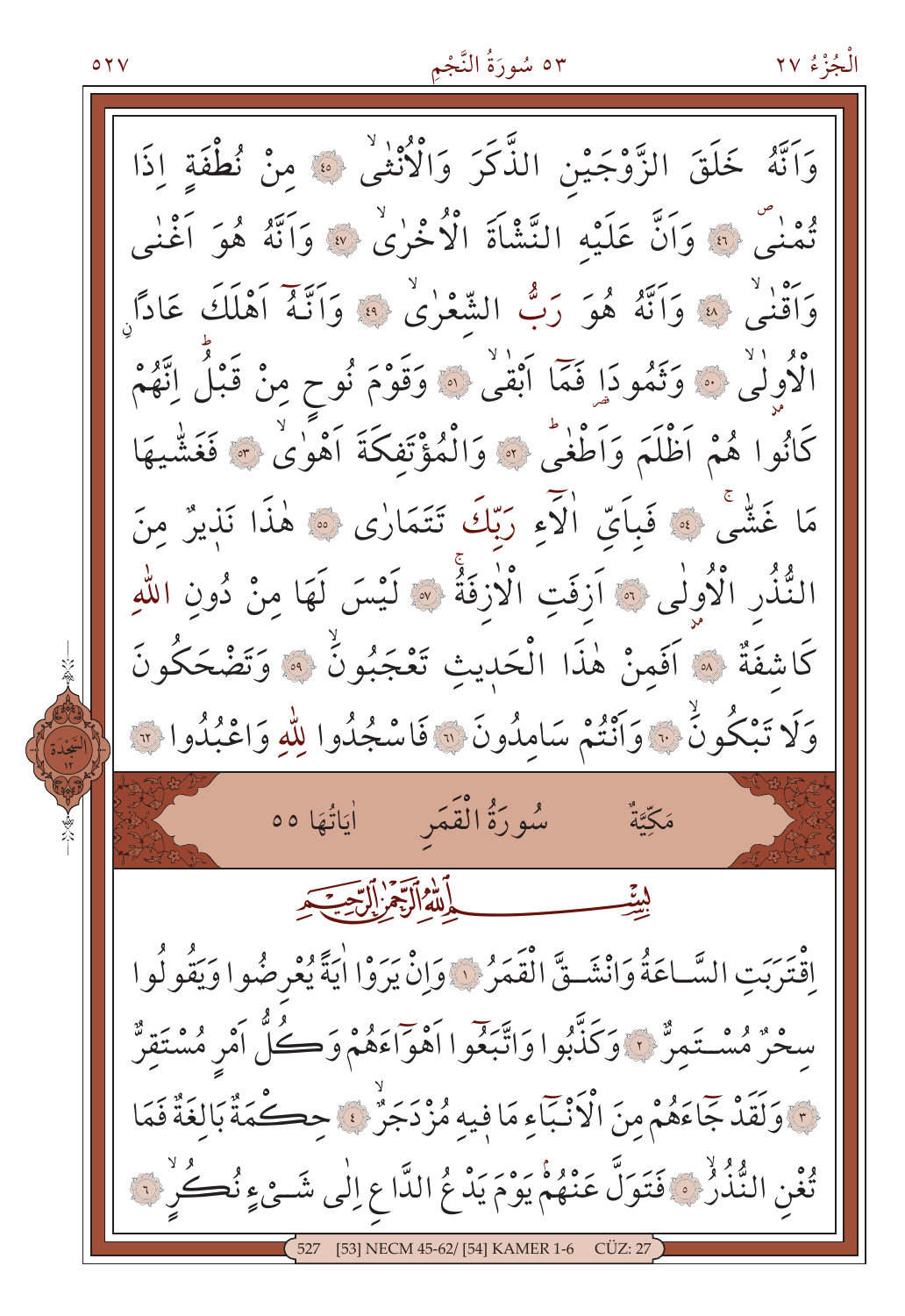وَاَنَّهُ خَلَقَ الزَّوْجَيْنِ الذَّكَرَ وَالْاُنْثٰى ﴿٤٥﴾ مِنْ نُطْفَةٍ اِذَا تُمْنٰى ﴿٤٦﴾ وَاَنَّ عَلَيْهِ النَّشْاَةَ الْاُخْرٰى ﴿٤٧﴾ وَاَنَّهُ هُوَ اَغْنٰى وَاَقْنٰى ﴿٤٨﴾ وَاَنَّهُ هُوَ رَبُّ الشِّعْرٰى ﴿٤٩﴾ وَاَنَّهُ اَهْلَكَ عَادًا الْاُولٰى ﴿٥٠﴾ وَثَمُودَا فَمَا اَبْقٰى ﴿٥١﴾ وَقَوْمَ نُوحٍ مِنْ قَبْلُ اِنَّهُمْ كَانُوا هُمْ اَظْلَمَ وَاَطْغٰى ﴿٥٢﴾ وَالْمُؤْتَفِكَةَ اَهْوٰى ﴿٥٣﴾ فَغَشّٰيهَا مَا غَشّٰى ﴿٥٤﴾ فَبِاَيِّ اٰلَٓاءِ رَبِّكَ تَتَمَارٰى ﴿٥٥﴾ هٰذَا نَذِيرٌ مِنَ النُّذُرِ الْاُولٰى ﴿٥٦﴾ اَزِفَتِ الْاٰزِفَةُ ﴿٥٧﴾ لَيْسَ لَهَا مِنْ دُونِ اللّٰهِ كَاشِفَةٌ ﴿٥٨﴾ اَفَمِنْ هٰذَا الْحَدِيثِ تَعْجَبُونَ ﴿٥٩﴾ وَتَضْحَكُونَ وَلَا تَبْكُونَ ﴿٦٠﴾ وَاَنْتُمْ سَامِدُونَ ﴿٦١﴾ فَاسْجُدُوا لِلّٰهِ وَاعْبُدُوا ﴿٦٢﴾

## سُورَةُ الْقَمَرِ

مَكِّيَّةٌ — اٰيَاتُهَا ٥٥

بِسْمِ اللّٰهِ الرَّحْمٰنِ الرَّحِيمِ

اِقْتَرَبَتِ السَّاعَةُ وَانْشَقَّ الْقَمَرُ ﴿١﴾ وَاِنْ يَرَوْا اٰيَةً يُعْرِضُوا وَيَقُولُوا سِحْرٌ مُسْتَمِرٌّ ﴿٢﴾ وَكَذَّبُوا وَاتَّبَعُٓوا اَهْوَٓاءَهُمْ وَكُلُّ اَمْرٍ مُسْتَقِرٌّ ﴿٣﴾ وَلَقَدْ جَٓاءَهُمْ مِنَ الْاَنْبَٓاءِ مَا فِيهِ مُزْدَجَرٌ ﴿٤﴾ حِكْمَةٌ بَالِغَةٌ فَمَا تُغْنِ النُّذُرُ ﴿٥﴾ فَتَوَلَّ عَنْهُمْ يَوْمَ يَدْعُ الدَّاعِ اِلٰى شَيْءٍ نُكُرٍ ﴿٦﴾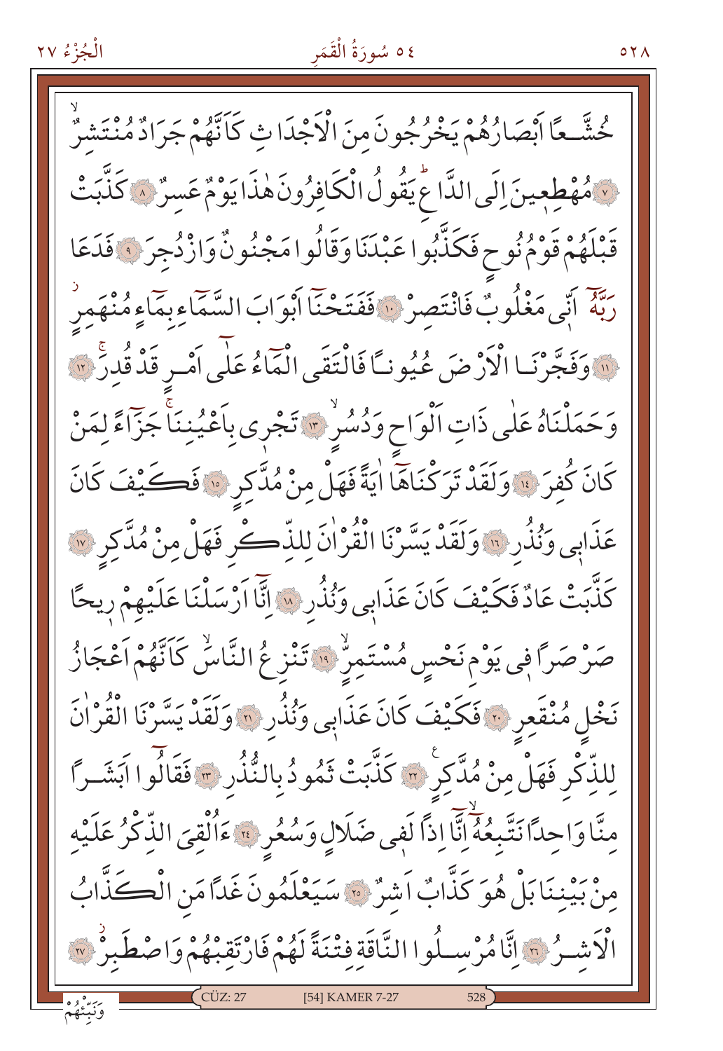خُشَّعًا اَبْصَارُهُمْ يَخْرُجُونَ مِنَ الْاَجْدَاثِ كَاَنَّهُمْ جَرَادٌ مُنْتَشِرٌ ۙ
﴿٧﴾ مُهْطِعِينَ اِلَى الدَّاعِ يَقُولُ الْكَافِرُونَ هٰذَا يَوْمٌ عَسِرٌ ﴿٨﴾ كَذَّبَتْ
قَبْلَهُمْ قَوْمُ نُوحٍ فَكَذَّبُوا عَبْدَنَا وَقَالُوا مَجْنُونٌ وَازْدُجِرَ ﴿٩﴾ فَدَعَا
رَبَّهُٓ اَنِّي مَغْلُوبٌ فَانْتَصِرْ ﴿١٠﴾ فَفَتَحْنَٓا اَبْوَابَ السَّمَٓاءِ بِمَٓاءٍ مُنْهَمِرٍ
﴿١١﴾ وَفَجَّرْنَا الْاَرْضَ عُيُونًا فَالْتَقَى الْمَٓاءُ عَلٰٓى اَمْرٍ قَدْ قُدِرَ ۚ ﴿١٢﴾
وَحَمَلْنَاهُ عَلٰى ذَاتِ اَلْوَاحٍ وَدُسُرٍ ۙ ﴿١٣﴾ تَجْرِي بِاَعْيُنِنَا ۚ جَزَٓاءً لِمَنْ
كَانَ كُفِرَ ﴿١٤﴾ وَلَقَدْ تَرَكْنَاهَٓا اٰيَةً فَهَلْ مِنْ مُدَّكِرٍ ﴿١٥﴾ فَكَيْفَ كَانَ
عَذَابِي وَنُذُرِ ﴿١٦﴾ وَلَقَدْ يَسَّرْنَا الْقُرْاٰنَ لِلذِّكْرِ فَهَلْ مِنْ مُدَّكِرٍ ﴿١٧﴾
كَذَّبَتْ عَادٌ فَكَيْفَ كَانَ عَذَابِي وَنُذُرِ ﴿١٨﴾ اِنَّٓا اَرْسَلْنَا عَلَيْهِمْ رِيحًا
صَرْصَرًا فِي يَوْمِ نَحْسٍ مُسْتَمِرٍّ ۙ ﴿١٩﴾ تَنْزِعُ النَّاسَ ۙ كَاَنَّهُمْ اَعْجَازُ
نَخْلٍ مُنْقَعِرٍ ﴿٢٠﴾ فَكَيْفَ كَانَ عَذَابِي وَنُذُرِ ﴿٢١﴾ وَلَقَدْ يَسَّرْنَا الْقُرْاٰنَ
لِلذِّكْرِ فَهَلْ مِنْ مُدَّكِرٍ ۟ ﴿٢٢﴾ كَذَّبَتْ ثَمُودُ بِالنُّذُرِ ﴿٢٣﴾ فَقَالُٓوا اَبَشَرًا
مِنَّا وَاحِدًا نَتَّبِعُهُٓ ۙ اِنَّٓا اِذًا لَفِي ضَلَالٍ وَسُعُرٍ ﴿٢٤﴾ ءَاُلْقِيَ الذِّكْرُ عَلَيْهِ
مِنْ بَيْنِنَا بَلْ هُوَ كَذَّابٌ اَشِرٌ ﴿٢٥﴾ سَيَعْلَمُونَ غَدًا مَنِ الْكَذَّابُ
الْاَشِرُ ﴿٢٦﴾ اِنَّا مُرْسِلُوا النَّاقَةِ فِتْنَةً لَهُمْ فَارْتَقِبْهُمْ وَاصْطَبِرْ ۘ ﴿٢٧﴾

وَنَبِّئْهُمْ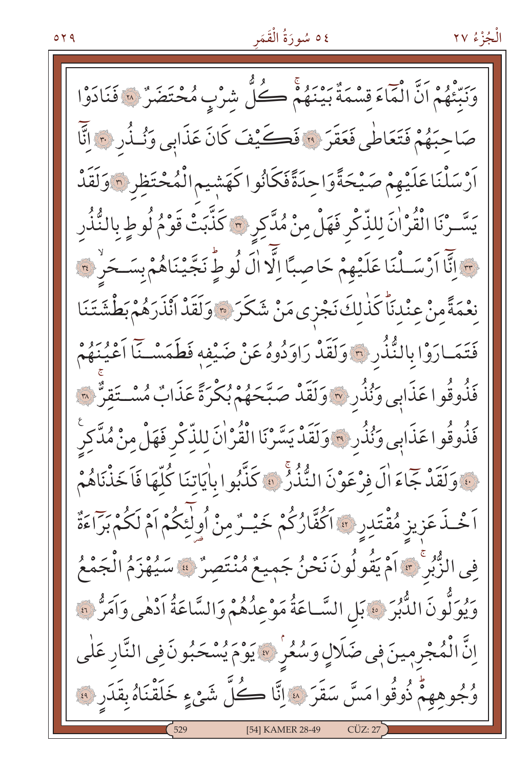وَنَبِّئْهُمْ اَنَّ الْمَٓاءَ قِسْمَةٌ بَيْنَهُمْۚ كُلُّ شِرْبٍ مُحْتَضَرٌ ﴿٢٨﴾ فَنَادَوْا صَاحِبَهُمْ فَتَعَاطٰى فَعَقَرَ ﴿٢٩﴾ فَكَيْفَ كَانَ عَذَابٖى وَنُذُرِ ﴿٣٠﴾ اِنَّٓا اَرْسَلْنَا عَلَيْهِمْ صَيْحَةً وَاحِدَةً فَكَانُوا كَهَشٖيمِ الْمُحْتَظِرِ ﴿٣١﴾ وَلَقَدْ يَسَّرْنَا الْقُرْاٰنَ لِلذِّكْرِ فَهَلْ مِنْ مُدَّكِرٍ ﴿٣٢﴾ كَذَّبَتْ قَوْمُ لُوطٍ بِالنُّذُرِ ﴿٣٣﴾ اِنَّٓا اَرْسَلْنَا عَلَيْهِمْ حَاصِبًا اِلَّٓا اٰلَ لُوطٍۜ نَجَّيْنَاهُمْ بِسَحَرٍۙ ﴿٣٤﴾ نِعْمَةً مِنْ عِنْدِنَاۜ كَذٰلِكَ نَجْزٖى مَنْ شَكَرَ ﴿٣٥﴾ وَلَقَدْ اَنْذَرَهُمْ بَطْشَتَنَا فَتَمَارَوْا بِالنُّذُرِ ﴿٣٦﴾ وَلَقَدْ رَاوَدُوهُ عَنْ ضَيْفِهٖ فَطَمَسْنَٓا اَعْيُنَهُمْ فَذُوقُوا عَذَابٖى وَنُذُرِ ﴿٣٧﴾ وَلَقَدْ صَبَّحَهُمْ بُكْرَةً عَذَابٌ مُسْتَقِرٌّۚ ﴿٣٨﴾ فَذُوقُوا عَذَابٖى وَنُذُرِ ﴿٣٩﴾ وَلَقَدْ يَسَّرْنَا الْقُرْاٰنَ لِلذِّكْرِ فَهَلْ مِنْ مُدَّكِرٍ۟ ﴿٤٠﴾ وَلَقَدْ جَٓاءَ اٰلَ فِرْعَوْنَ النُّذُرُۚ ﴿٤١﴾ كَذَّبُوا بِاٰيَاتِنَا كُلِّهَا فَاَخَذْنَاهُمْ اَخْذَ عَزٖيزٍ مُقْتَدِرٍ ﴿٤٢﴾ اَكُفَّارُكُمْ خَيْرٌ مِنْ اُولٰٓئِكُمْ اَمْ لَكُمْ بَرَٓاءَةٌ فِى الزُّبُرِۚ ﴿٤٣﴾ اَمْ يَقُولُونَ نَحْنُ جَمٖيعٌ مُنْتَصِرٌ ﴿٤٤﴾ سَيُهْزَمُ الْجَمْعُ وَيُوَلُّونَ الدُّبُرَ ﴿٤٥﴾ بَلِ السَّاعَةُ مَوْعِدُهُمْ وَالسَّاعَةُ اَدْهٰى وَاَمَرُّ ﴿٤٦﴾ اِنَّ الْمُجْرِمٖينَ فٖى ضَلَالٍ وَسُعُرٍۢ ﴿٤٧﴾ يَوْمَ يُسْحَبُونَ فِى النَّارِ عَلٰى وُجُوهِهِمْۜ ذُوقُوا مَسَّ سَقَرَ ﴿٤٨﴾ اِنَّا كُلَّ شَیْءٍ خَلَقْنَاهُ بِقَدَرٍ ﴿٤٩﴾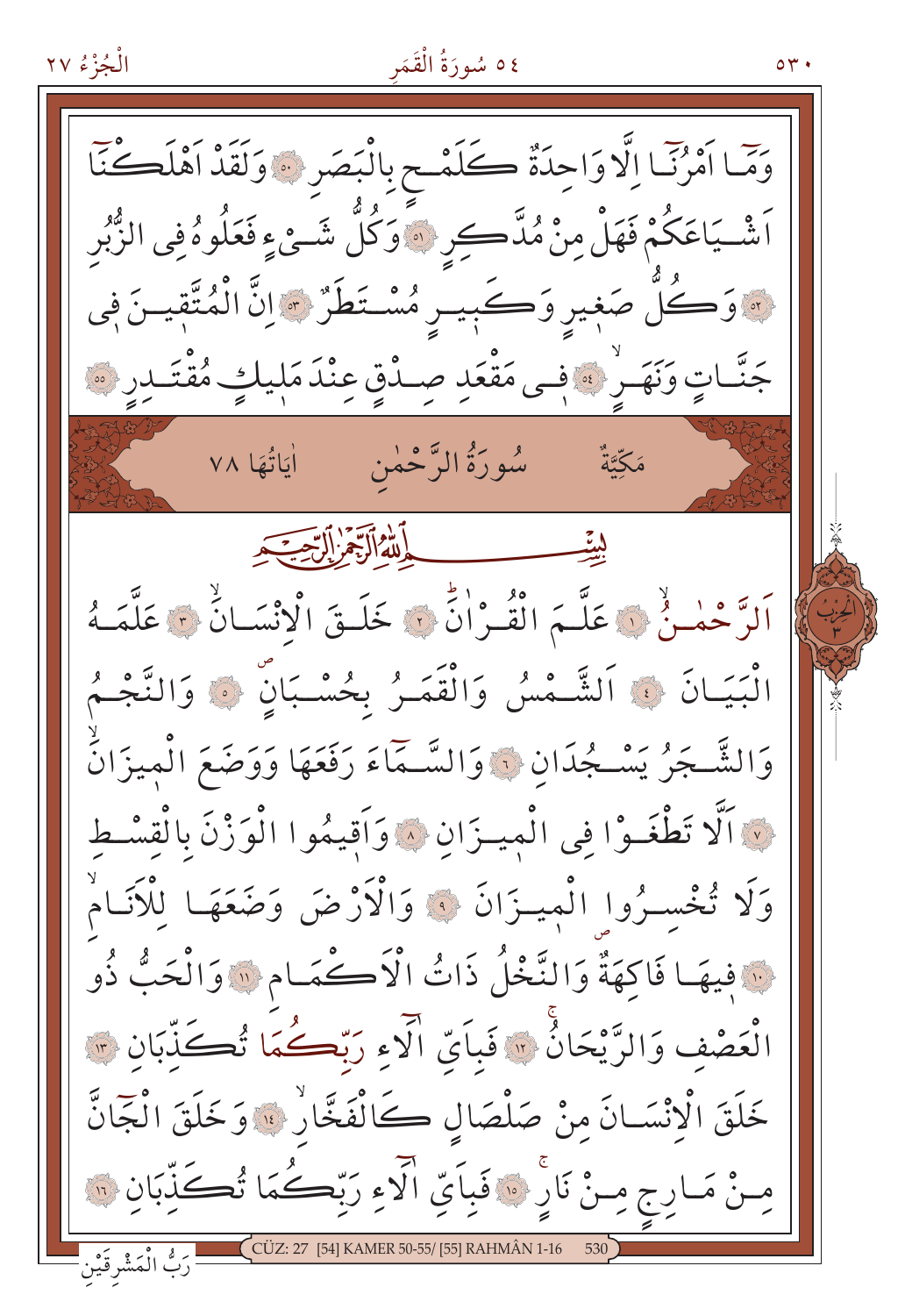وَمَٓا اَمْرُنَٓا اِلَّا وَاحِدَةٌ كَلَمْحٍ بِالْبَصَرِ ﴿٥٠﴾ وَلَقَدْ اَهْلَكْنَٓا اَشْيَاعَكُمْ فَهَلْ مِنْ مُدَّكِرٍ ﴿٥١﴾ وَكُلُّ شَيْءٍ فَعَلُوهُ فِي الزُّبُرِ ﴿٥٢﴾ وَكُلُّ صَغِيرٍ وَكَبِيرٍ مُسْتَطَرٌ ﴿٥٣﴾ اِنَّ الْمُتَّقِينَ فِي جَنَّاتٍ وَنَهَرٍۙ ﴿٥٤﴾ فِي مَقْعَدِ صِدْقٍ عِنْدَ مَلِيكٍ مُقْتَدِرٍ ﴿٥٥﴾

## مَكِّيَّةٌ — سُورَةُ الرَّحْمٰنِ — اٰيَاتُهَا ٧٨

بِسْمِ اللّٰهِ الرَّحْمٰنِ الرَّح۪يمِ

اَلرَّحْمٰنُۙ ﴿١﴾ عَلَّمَ الْقُرْاٰنَۜ ﴿٢﴾ خَلَقَ الْاِنْسَانَۙ ﴿٣﴾ عَلَّمَهُ الْبَيَانَ ﴿٤﴾ اَلشَّمْسُ وَالْقَمَرُ بِحُسْبَانٍۙ ﴿٥﴾ وَالنَّجْمُ وَالشَّجَرُ يَسْجُدَانِ ﴿٦﴾ وَالسَّمَٓاءَ رَفَعَهَا وَوَضَعَ الْم۪يزَانَۙ ﴿٧﴾ اَلَّا تَطْغَوْا فِي الْم۪يزَانِ ﴿٨﴾ وَاَق۪يمُوا الْوَزْنَ بِالْقِسْطِ وَلَا تُخْسِرُوا الْم۪يزَانَ ﴿٩﴾ وَالْاَرْضَ وَضَعَهَا لِلْاَنَامِۙ ﴿١٠﴾ ف۪يهَا فَاكِهَةٌ وَالنَّخْلُ ذَاتُ الْاَكْمَامِ ﴿١١﴾ وَالْحَبُّ ذُو الْعَصْفِ وَالرَّيْحَانُۚ ﴿١٢﴾ فَبِاَيِّ اٰلَٓاءِ رَبِّكُمَا تُكَذِّبَانِ ﴿١٣﴾ خَلَقَ الْاِنْسَانَ مِنْ صَلْصَالٍ كَالْفَخَّارِۙ ﴿١٤﴾ وَخَلَقَ الْجَٓانَّ مِنْ مَارِجٍ مِنْ نَارٍۚ ﴿١٥﴾ فَبِاَيِّ اٰلَٓاءِ رَبِّكُمَا تُكَذِّبَانِ ﴿١٦﴾

رَبُّ الْمَشْرِقَيْنِ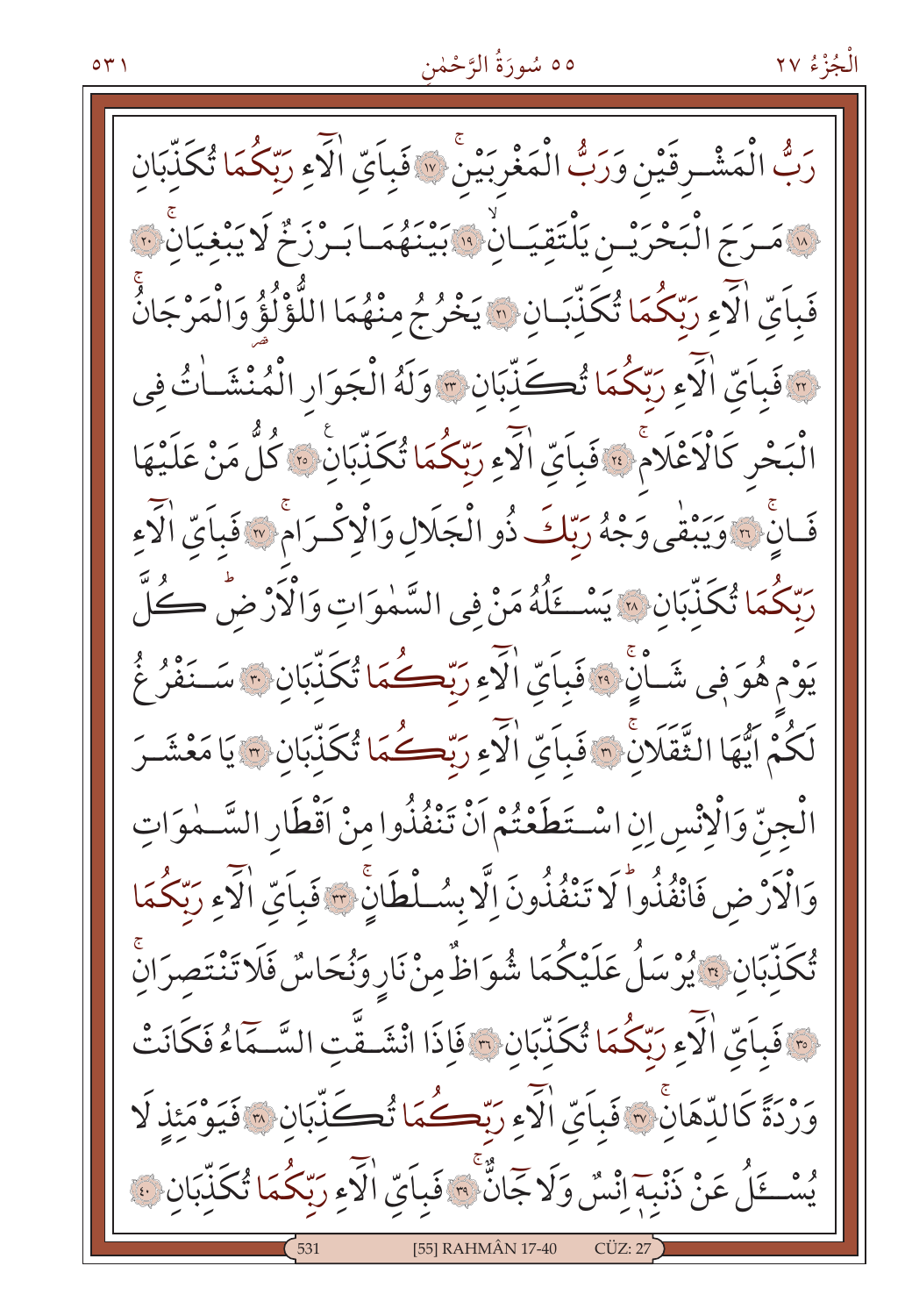رَبُّ الْمَشْرِقَيْنِ وَرَبُّ الْمَغْرِبَيْنِۚ ﴿١٧﴾ فَبِاَيِّ اٰلَٓاءِ رَبِّكُمَا تُكَذِّبَانِ ﴿١٨﴾ مَرَجَ الْبَحْرَيْنِ يَلْتَقِيَانِۙ ﴿١٩﴾ بَيْنَهُمَا بَرْزَخٌ لَا يَبْغِيَانِۚ ﴿٢٠﴾ فَبِاَيِّ اٰلَٓاءِ رَبِّكُمَا تُكَذِّبَانِ ﴿٢١﴾ يَخْرُجُ مِنْهُمَا اللُّؤْلُؤُ وَالْمَرْجَانُۚ ﴿٢٢﴾ فَبِاَيِّ اٰلَٓاءِ رَبِّكُمَا تُكَذِّبَانِ ﴿٢٣﴾ وَلَهُ الْجَوَارِ الْمُنْشَاٰتُ فِي الْبَحْرِ كَالْاَعْلَامِۚ ﴿٢٤﴾ فَبِاَيِّ اٰلَٓاءِ رَبِّكُمَا تُكَذِّبَانِۚ ﴿٢٥﴾ كُلُّ مَنْ عَلَيْهَا فَانٍۚ ﴿٢٦﴾ وَيَبْقٰى وَجْهُ رَبِّكَ ذُو الْجَلَالِ وَالْاِكْرَامِۚ ﴿٢٧﴾ فَبِاَيِّ اٰلَٓاءِ رَبِّكُمَا تُكَذِّبَانِ ﴿٢٨﴾ يَسْـَٔلُهُ مَنْ فِي السَّمٰوَاتِ وَالْاَرْضِۜ كُلَّ يَوْمٍ هُوَ فِي شَاْنٍۚ ﴿٢٩﴾ فَبِاَيِّ اٰلَٓاءِ رَبِّكُمَا تُكَذِّبَانِ ﴿٣٠﴾ سَنَفْرُغُ لَكُمْ اَيُّهَا الثَّقَلَانِۚ ﴿٣١﴾ فَبِاَيِّ اٰلَٓاءِ رَبِّكُمَا تُكَذِّبَانِ ﴿٣٢﴾ يَا مَعْشَرَ الْجِنِّ وَالْاِنْسِ اِنِ اسْتَطَعْتُمْ اَنْ تَنْفُذُوا مِنْ اَقْطَارِ السَّمٰوَاتِ وَالْاَرْضِ فَانْفُذُواۜ لَا تَنْفُذُونَ اِلَّا بِسُلْطَانٍۚ ﴿٣٣﴾ فَبِاَيِّ اٰلَٓاءِ رَبِّكُمَا تُكَذِّبَانِ ﴿٣٤﴾ يُرْسَلُ عَلَيْكُمَا شُوَاظٌ مِنْ نَارٍ وَنُحَاسٌ فَلَا تَنْتَصِرَانِۚ ﴿٣٥﴾ فَبِاَيِّ اٰلَٓاءِ رَبِّكُمَا تُكَذِّبَانِ ﴿٣٦﴾ فَاِذَا انْشَقَّتِ السَّمَٓاءُ فَكَانَتْ وَرْدَةً كَالدِّهَانِۚ ﴿٣٧﴾ فَبِاَيِّ اٰلَٓاءِ رَبِّكُمَا تُكَذِّبَانِ ﴿٣٨﴾ فَيَوْمَئِذٍ لَا يُسْـَٔلُ عَنْ ذَنْبِه۪ٓ اِنْسٌ وَلَا جَٓانٌّۚ ﴿٣٩﴾ فَبِاَيِّ اٰلَٓاءِ رَبِّكُمَا تُكَذِّبَانِ ﴿٤٠﴾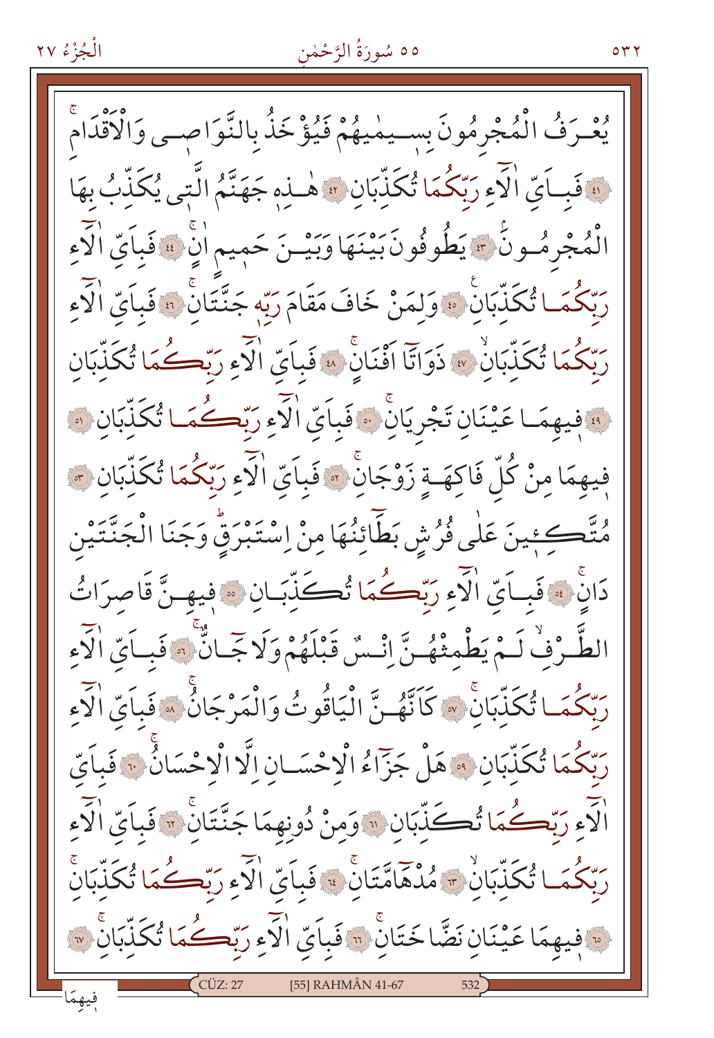يُعْـرَفُ الْمُجْرِمُونَ بِسِـيمٰيهُمْ فَيُؤْخَذُ بِالنَّوَاصِـى وَالْاَقْدَامِۚ ﴿٤١﴾ فَبِـاَيِّ اٰلَٓاءِ رَبِّكُمَا تُكَذِّبَانِ ﴿٤٢﴾ هٰـذِهٖ جَهَنَّمُ الَّتٖى يُكَذِّبُ بِهَا الْمُجْرِمُـونَۢ ﴿٤٣﴾ يَطُوفُونَ بَيْنَهَا وَبَيْـنَ حَمٖيمٍ اٰنٍۚ ﴿٤٤﴾ فَبِاَيِّ اٰلَٓاءِ رَبِّكُمَـا تُكَذِّبَانِ ﴿٤٥﴾ وَلِمَنْ خَافَ مَقَامَ رَبِّهٖ جَنَّتَانِۚ ﴿٤٦﴾ فَبِاَيِّ اٰلَٓاءِ رَبِّكُمَا تُكَذِّبَانِۙ ﴿٤٧﴾ ذَوَاتَٓا اَفْنَانٍۚ ﴿٤٨﴾ فَبِاَيِّ اٰلَٓاءِ رَبِّكُمَا تُكَذِّبَانِ ﴿٤٩﴾ فٖيهِمَـا عَيْنَانِ تَجْرِيَانِۚ ﴿٥٠﴾ فَبِاَيِّ اٰلَٓاءِ رَبِّكُمَـا تُكَذِّبَانِ ﴿٥١﴾ فٖيهِمَا مِنْ كُلِّ فَاكِهَـةٍ زَوْجَانِۚ ﴿٥٢﴾ فَبِاَيِّ اٰلَٓاءِ رَبِّكُمَا تُكَذِّبَانِ ﴿٥٣﴾ مُتَّـكِـٔـينَ عَلٰى فُرُشٍ بَطَٓائِنُهَا مِنْ اِسْتَبْرَقٍۜ وَجَنَا الْجَنَّتَيْنِ دَانٍۚ ﴿٥٤﴾ فَبِـاَيِّ اٰلَٓاءِ رَبِّكُمَا تُكَذِّبَـانِ ﴿٥٥﴾ فٖيهِـنَّ قَاصِرَاتُ الطَّـرْفِۙ لَـمْ يَطْمِثْهُـنَّ اِنْـسٌ قَبْلَهُمْ وَلَا جَٓـانٌّۚ ﴿٥٦﴾ فَبِـاَيِّ اٰلَٓاءِ رَبِّكُمَـا تُكَذِّبَانِۚ ﴿٥٧﴾ كَاَنَّهُـنَّ الْيَاقُوتُ وَالْمَرْجَانُۚ ﴿٥٨﴾ فَبِاَيِّ اٰلَٓاءِ رَبِّكُمَا تُكَذِّبَانِ ﴿٥٩﴾ هَلْ جَزَٓاءُ الْاِحْسَـانِ اِلَّا الْاِحْسَانُۚ ﴿٦٠﴾ فَبِاَيِّ اٰلَٓاءِ رَبِّكُمَا تُكَذِّبَانِ ﴿٦١﴾ وَمِنْ دُونِهِمَا جَنَّتَانِۚ ﴿٦٢﴾ فَبِاَيِّ اٰلَٓاءِ رَبِّكُمَـا تُكَذِّبَانِۙ ﴿٦٣﴾ مُدْهَٓامَّتَانِۚ ﴿٦٤﴾ فَبِاَيِّ اٰلَٓاءِ رَبِّكُمَا تُكَذِّبَانِۚ ﴿٦٥﴾ فٖيهِمَا عَيْنَانِ نَضَّاخَتَانِۚ ﴿٦٦﴾ فَبِاَيِّ اٰلَٓاءِ رَبِّكُمَا تُكَذِّبَانِۚ ﴿٦٧﴾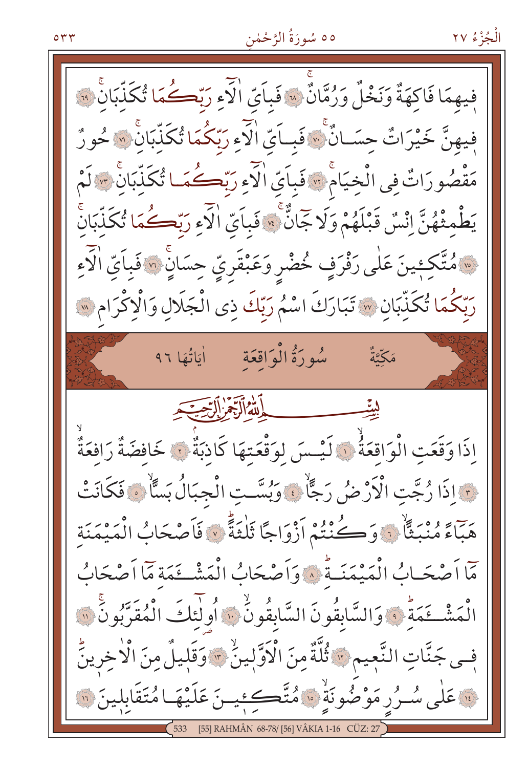فِيهِمَا فَاكِهَةٌ وَنَخْلٌ وَرُمَّانٌ ۝٦٨ فَبِاَيِّ اٰلَٓاءِ رَبِّكُمَا تُكَذِّبَانِ ۝٦٩ فِيهِنَّ خَيْرَاتٌ حِسَانٌ ۝٧٠ فَبِاَيِّ اٰلَٓاءِ رَبِّكُمَا تُكَذِّبَانِ ۝٧١ حُورٌ مَقْصُورَاتٌ فِي الْخِيَامِ ۝٧٢ فَبِاَيِّ اٰلَٓاءِ رَبِّكُمَا تُكَذِّبَانِ ۝٧٣ لَمْ يَطْمِثْهُنَّ اِنْسٌ قَبْلَهُمْ وَلَا جَٓانٌّ ۝٧٤ فَبِاَيِّ اٰلَٓاءِ رَبِّكُمَا تُكَذِّبَانِ ۝٧٥ مُتَّكِـِٔينَ عَلٰى رَفْرَفٍ خُضْرٍ وَعَبْقَرِيٍّ حِسَانٍ ۝٧٦ فَبِاَيِّ اٰلَٓاءِ رَبِّكُمَا تُكَذِّبَانِ ۝٧٧ تَبَارَكَ اسْمُ رَبِّكَ ذِي الْجَلَالِ وَالْاِكْرَامِ ۝٧٨

## سُورَةُ الْوَاقِعَةِ — مَكِّيَّةٌ — اٰيَاتُهَا ٩٦

بِسْمِ اللّٰهِ الرَّحْمٰنِ الرَّح۪يمِ

اِذَا وَقَعَتِ الْوَاقِعَةُ ۝١ لَيْسَ لِوَقْعَتِهَا كَاذِبَةٌ ۝٢ خَافِضَةٌ رَافِعَةٌ ۝٣ اِذَا رُجَّتِ الْاَرْضُ رَجًّا ۝٤ وَبُسَّتِ الْجِبَالُ بَسًّا ۝٥ فَكَانَتْ هَبَٓاءً مُنْبَثًّا ۝٦ وَكُنْتُمْ اَزْوَاجًا ثَلٰثَةً ۝٧ فَاَصْحَابُ الْمَيْمَنَةِ مَٓا اَصْحَابُ الْمَيْمَنَةِ ۝٨ وَاَصْحَابُ الْمَشْـَٔمَةِ مَٓا اَصْحَابُ الْمَشْـَٔمَةِ ۝٩ وَالسَّابِقُونَ السَّابِقُونَ ۝١٠ اُو۬لٰٓئِكَ الْمُقَرَّبُونَ ۝١١ ف۪ي جَنَّاتِ النَّع۪يمِ ۝١٢ ثُلَّةٌ مِنَ الْاَوَّل۪ينَ ۝١٣ وَقَل۪يلٌ مِنَ الْاٰخِر۪ينَ ۝١٤ عَلٰى سُرُرٍ مَوْضُونَةٍ ۝١٥ مُتَّكِـ۪ٔينَ عَلَيْهَا مُتَقَابِل۪ينَ ۝١٦

[55] RAHMÂN 68-78/ [56] VÂKIA 1-16 CÜZ: 27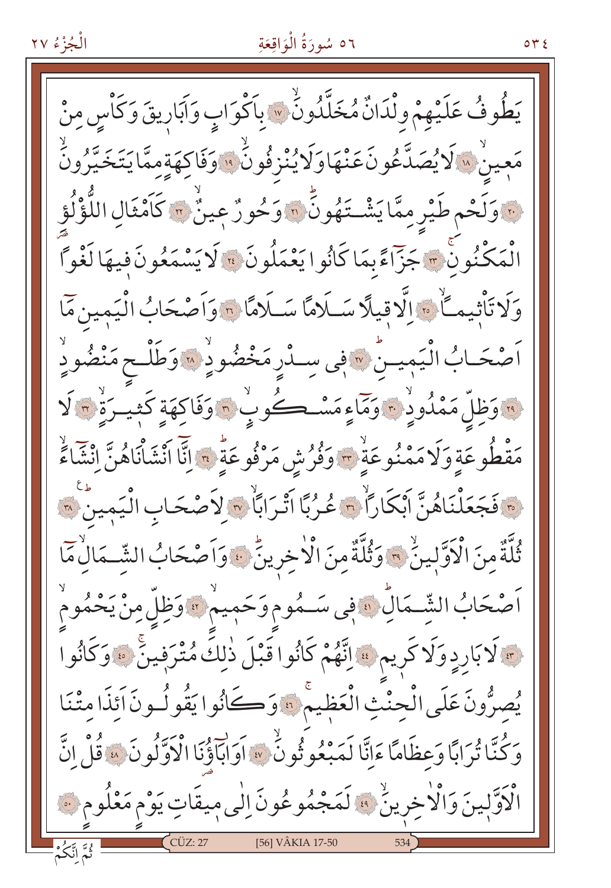يَطُوفُ عَلَيْهِمْ وِلْدَانٌ مُخَلَّدُونَۙ ﴿١٧﴾ بِاَكْوَابٍ وَاَبَارِيقَ وَكَاْسٍ مِنْ مَعِينٍۙ ﴿١٨﴾ لَا يُصَدَّعُونَ عَنْهَا وَلَا يُنْزِفُونَۙ ﴿١٩﴾ وَفَاكِهَةٍ مِمَّا يَتَخَيَّرُونَۙ ﴿٢٠﴾ وَلَحْمِ طَيْرٍ مِمَّا يَشْتَهُونَۜ ﴿٢١﴾ وَحُورٌ عِينٌۙ ﴿٢٢﴾ كَاَمْثَالِ اللُّؤْلُؤِ الْمَكْنُونِۚ ﴿٢٣﴾ جَزَٓاءً بِمَا كَانُوا يَعْمَلُونَ ﴿٢٤﴾ لَا يَسْمَعُونَ فِيهَا لَغْوًا وَلَا تَاْثِيمًاۙ ﴿٢٥﴾ اِلَّا قِيلًا سَلَامًا سَلَامًا ﴿٢٦﴾ وَاَصْحَابُ الْيَمِينِ مَٓا اَصْحَابُ الْيَمِينِۜ ﴿٢٧﴾ فِي سِدْرٍ مَخْضُودٍۙ ﴿٢٨﴾ وَطَلْحٍ مَنْضُودٍۙ ﴿٢٩﴾ وَظِلٍّ مَمْدُودٍۙ ﴿٣٠﴾ وَمَٓاءٍ مَسْكُوبٍۙ ﴿٣١﴾ وَفَاكِهَةٍ كَثِيرَةٍۙ ﴿٣٢﴾ لَا مَقْطُوعَةٍ وَلَا مَمْنُوعَةٍۙ ﴿٣٣﴾ وَفُرُشٍ مَرْفُوعَةٍۜ ﴿٣٤﴾ اِنَّٓا اَنْشَاْنَاهُنَّ اِنْشَٓاءًۙ ﴿٣٥﴾ فَجَعَلْنَاهُنَّ اَبْكَارًاۙ ﴿٣٦﴾ عُرُبًا اَتْرَابًاۙ ﴿٣٧﴾ لِاَصْحَابِ الْيَمِينِۜ ﴿٣٨﴾ ثُلَّةٌ مِنَ الْاَوَّلِينَۙ ﴿٣٩﴾ وَثُلَّةٌ مِنَ الْاٰخِرِينَۜ ﴿٤٠﴾ وَاَصْحَابُ الشِّمَالِ مَٓا اَصْحَابُ الشِّمَالِۜ ﴿٤١﴾ فِي سَمُومٍ وَحَمِيمٍۙ ﴿٤٢﴾ وَظِلٍّ مِنْ يَحْمُومٍۙ ﴿٤٣﴾ لَا بَارِدٍ وَلَا كَرِيمٍ ﴿٤٤﴾ اِنَّهُمْ كَانُوا قَبْلَ ذٰلِكَ مُتْرَفِينَۚ ﴿٤٥﴾ وَكَانُوا يُصِرُّونَ عَلَى الْحِنْثِ الْعَظِيمِۚ ﴿٤٦﴾ وَكَانُوا يَقُولُونَ اَئِذَا مِتْنَا وَكُنَّا تُرَابًا وَعِظَامًا ءَاِنَّا لَمَبْعُوثُونَۙ ﴿٤٧﴾ اَوَاٰبَٓاؤُنَا الْاَوَّلُونَ ﴿٤٨﴾ قُلْ اِنَّ الْاَوَّلِينَ وَالْاٰخِرِينَۙ ﴿٤٩﴾ لَمَجْمُوعُونَ اِلٰى مِيقَاتِ يَوْمٍ مَعْلُومٍ ﴿٥٠﴾

ثُمَّ اِنَّكُمْ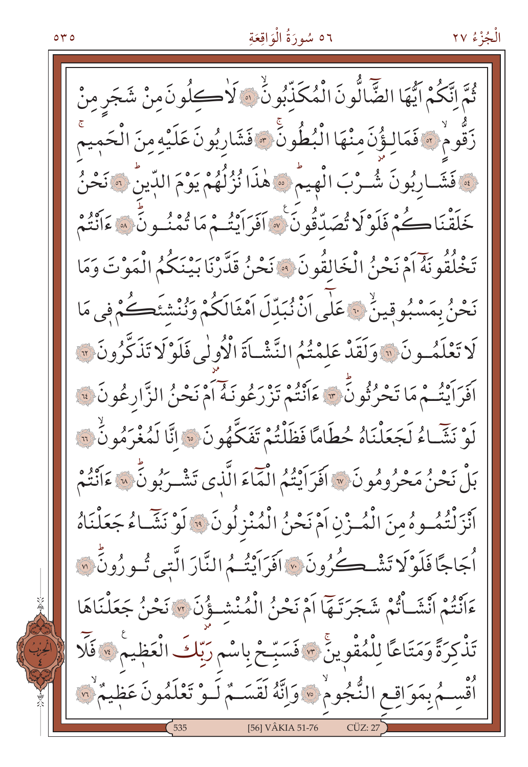ثُمَّ اِنَّكُمْ اَيُّهَا الضَّٓالُّونَ الْمُكَذِّبُونَۙ ﴿٥١﴾ لَاٰكِلُونَ مِنْ شَجَرٍ مِنْ زَقُّومٍۙ ﴿٥٢﴾ فَمَالِؤُ۫نَ مِنْهَا الْبُطُونَۚ ﴿٥٣﴾ فَشَارِبُونَ عَلَيْهِ مِنَ الْحَمِيمِۚ ﴿٥٤﴾ فَشَارِبُونَ شُرْبَ الْهِيمِۜ ﴿٥٥﴾ هٰذَا نُزُلُهُمْ يَوْمَ الدِّينِۜ ﴿٥٦﴾ نَحْنُ خَلَقْنَاكُمْ فَلَوْلَا تُصَدِّقُونَ ﴿٥٧﴾ اَفَرَاَيْتُمْ مَا تُمْنُونَۜ ﴿٥٨﴾ ءَاَنْتُمْ تَخْلُقُونَهُٓ اَمْ نَحْنُ الْخَالِقُونَ ﴿٥٩﴾ نَحْنُ قَدَّرْنَا بَيْنَكُمُ الْمَوْتَ وَمَا نَحْنُ بِمَسْبُوقِينَۙ ﴿٦٠﴾ عَلٰٓى اَنْ نُبَدِّلَ اَمْثَالَكُمْ وَنُنْشِئَكُمْ فٖى مَا لَا تَعْلَمُونَ ﴿٦١﴾ وَلَقَدْ عَلِمْتُمُ النَّشْاَةَ الْاُولٰى فَلَوْلَا تَذَكَّرُونَ ﴿٦٢﴾ اَفَرَاَيْتُمْ مَا تَحْرُثُونَۜ ﴿٦٣﴾ ءَاَنْتُمْ تَزْرَعُونَهُٓ اَمْ نَحْنُ الزَّارِعُونَ ﴿٦٤﴾ لَوْ نَشَٓاءُ لَجَعَلْنَاهُ حُطَامًا فَظَلْتُمْ تَفَكَّهُونَ ﴿٦٥﴾ اِنَّا لَمُغْرَمُونَۙ ﴿٦٦﴾ بَلْ نَحْنُ مَحْرُومُونَ ﴿٦٧﴾ اَفَرَاَيْتُمُ الْمَٓاءَ الَّذٖى تَشْرَبُونَۜ ﴿٦٨﴾ ءَاَنْتُمْ اَنْزَلْتُمُوهُ مِنَ الْمُزْنِ اَمْ نَحْنُ الْمُنْزِلُونَ ﴿٦٩﴾ لَوْ نَشَٓاءُ جَعَلْنَاهُ اُجَاجًا فَلَوْلَا تَشْكُرُونَ ﴿٧٠﴾ اَفَرَاَيْتُمُ النَّارَ الَّتٖى تُورُونَۜ ﴿٧١﴾ ءَاَنْتُمْ اَنْشَاْتُمْ شَجَرَتَهَٓا اَمْ نَحْنُ الْمُنْشِؤُ۫نَ ﴿٧٢﴾ نَحْنُ جَعَلْنَاهَا تَذْكِرَةً وَمَتَاعًا لِلْمُقْوٖينَۚ ﴿٧٣﴾ فَسَبِّحْ بِاسْمِ رَبِّكَ الْعَظٖيمِ ﴿٧٤﴾ فَلَٓا اُقْسِمُ بِمَوَاقِعِ النُّجُومِۙ ﴿٧٥﴾ وَاِنَّهُ لَقَسَمٌ لَوْ تَعْلَمُونَ عَظٖيمٌۙ ﴿٧٦﴾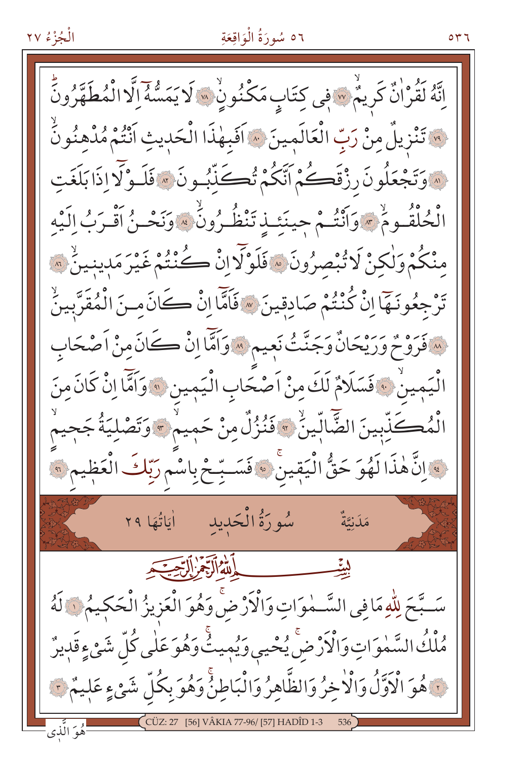اِنَّهُ لَقُرْاٰنٌ كَرِيمٌۙ ﴿٧٧﴾ فِي كِتَابٍ مَكْنُونٍۙ ﴿٧٨﴾ لَا يَمَسُّهُٓ اِلَّا الْمُطَهَّرُونَۜ ﴿٧٩﴾ تَنْزِيلٌ مِنْ رَبِّ الْعَالَمِينَ ﴿٨٠﴾ اَفَبِهٰذَا الْحَدِيثِ اَنْتُمْ مُدْهِنُونَۙ ﴿٨١﴾ وَتَجْعَلُونَ رِزْقَكُمْ اَنَّكُمْ تُكَذِّبُونَ ﴿٨٢﴾ فَلَوْلَٓا اِذَا بَلَغَتِ الْحُلْقُومَۙ ﴿٨٣﴾ وَاَنْتُمْ حِينَئِذٍ تَنْظُرُونَۙ ﴿٨٤﴾ وَنَحْنُ اَقْرَبُ اِلَيْهِ مِنْكُمْ وَلٰكِنْ لَا تُبْصِرُونَ ﴿٨٥﴾ فَلَوْلَٓا اِنْ كُنْتُمْ غَيْرَ مَدِينِينَۙ ﴿٨٦﴾ تَرْجِعُونَهَٓا اِنْ كُنْتُمْ صَادِقِينَ ﴿٨٧﴾ فَاَمَّٓا اِنْ كَانَ مِنَ الْمُقَرَّبِينَۙ ﴿٨٨﴾ فَرَوْحٌ وَرَيْحَانٌ وَجَنَّتُ نَعِيمٍ ﴿٨٩﴾ وَاَمَّٓا اِنْ كَانَ مِنْ اَصْحَابِ الْيَمِينِۙ ﴿٩٠﴾ فَسَلَامٌ لَكَ مِنْ اَصْحَابِ الْيَمِينِ ﴿٩١﴾ وَاَمَّٓا اِنْ كَانَ مِنَ الْمُكَذِّبِينَ الضَّٓالِّينَۙ ﴿٩٢﴾ فَنُزُلٌ مِنْ حَمِيمٍۙ ﴿٩٣﴾ وَتَصْلِيَةُ جَحِيمٍ ﴿٩٤﴾ اِنَّ هٰذَا لَهُوَ حَقُّ الْيَقِينِۚ ﴿٩٥﴾ فَسَبِّحْ بِاسْمِ رَبِّكَ الْعَظِيمِ ﴿٩٦﴾

## سُورَةُ الْحَدِيدِ — مَدَنِيَّةٌ — اٰيَاتُهَا ٢٩

بِسْمِ اللّٰهِ الرَّحْمٰنِ الرَّحِيمِ

سَبَّحَ لِلّٰهِ مَا فِي السَّمٰوَاتِ وَالْاَرْضِۚ وَهُوَ الْعَزِيزُ الْحَكِيمُ ﴿١﴾ لَهُ مُلْكُ السَّمٰوَاتِ وَالْاَرْضِۚ يُحْيِي وَيُمِيتُۚ وَهُوَ عَلٰى كُلِّ شَيْءٍ قَدِيرٌ ﴿٢﴾ هُوَ الْاَوَّلُ وَالْاٰخِرُ وَالظَّاهِرُ وَالْبَاطِنُۚ وَهُوَ بِكُلِّ شَيْءٍ عَلِيمٌ ﴿٣﴾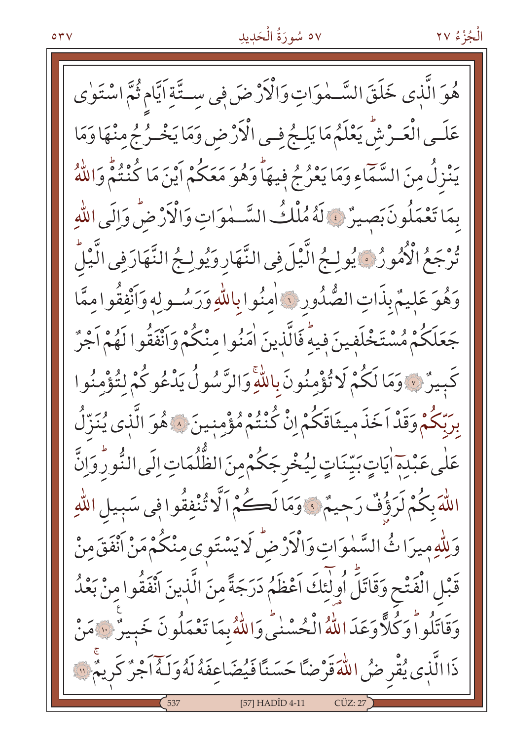هُوَ الَّذٖى خَلَقَ السَّمٰوَاتِ وَالْاَرْضَ فٖى سِتَّةِ اَيَّامٍ ثُمَّ اسْتَوٰى عَلَى الْعَرْشِۜ يَعْلَمُ مَا يَلِجُ فِى الْاَرْضِ وَمَا يَخْرُجُ مِنْهَا وَمَا يَنْزِلُ مِنَ السَّمَٓاءِ وَمَا يَعْرُجُ فٖيهَاۜ وَهُوَ مَعَكُمْ اَيْنَ مَا كُنْتُمْۜ وَاللّٰهُ بِمَا تَعْمَلُونَ بَصٖيرٌ ﴿٤﴾ لَهُ مُلْكُ السَّمٰوَاتِ وَالْاَرْضِۜ وَاِلَى اللّٰهِ تُرْجَعُ الْاُمُورُ ﴿٥﴾ يُولِجُ الَّيْلَ فِى النَّهَارِ وَيُولِجُ النَّهَارَ فِى الَّيْلِۜ وَهُوَ عَلٖيمٌ بِذَاتِ الصُّدُورِ ﴿٦﴾ اٰمِنُوا بِاللّٰهِ وَرَسُولِهٖ وَاَنْفِقُوا مِمَّا جَعَلَكُمْ مُسْتَخْلَفٖينَ فٖيهِۜ فَالَّذٖينَ اٰمَنُوا مِنْكُمْ وَاَنْفَقُوا لَهُمْ اَجْرٌ كَبٖيرٌ ﴿٧﴾ وَمَا لَكُمْ لَا تُؤْمِنُونَ بِاللّٰهِۚ وَالرَّسُولُ يَدْعُوكُمْ لِتُؤْمِنُوا بِرَبِّكُمْ وَقَدْ اَخَذَ مٖيثَاقَكُمْ اِنْ كُنْتُمْ مُؤْمِنٖينَ ﴿٨﴾ هُوَ الَّذٖى يُنَزِّلُ عَلٰى عَبْدِهٖٓ اٰيَاتٍ بَيِّنَاتٍ لِيُخْرِجَكُمْ مِنَ الظُّلُمَاتِ اِلَى النُّورِۜ وَاِنَّ اللّٰهَ بِكُمْ لَرَؤُفٌ رَحٖيمٌ ﴿٩﴾ وَمَا لَكُمْ اَلَّا تُنْفِقُوا فٖى سَبٖيلِ اللّٰهِ وَلِلّٰهِ مٖيرَاثُ السَّمٰوَاتِ وَالْاَرْضِۜ لَا يَسْتَوٖى مِنْكُمْ مَنْ اَنْفَقَ مِنْ قَبْلِ الْفَتْحِ وَقَاتَلَۜ اُولٰٓئِكَ اَعْظَمُ دَرَجَةً مِنَ الَّذٖينَ اَنْفَقُوا مِنْ بَعْدُ وَقَاتَلُواۜ وَكُلًّا وَعَدَ اللّٰهُ الْحُسْنٰىۜ وَاللّٰهُ بِمَا تَعْمَلُونَ خَبٖيرٌ ﴿١٠﴾ مَنْ ذَا الَّذٖى يُقْرِضُ اللّٰهَ قَرْضًا حَسَنًا فَيُضَاعِفَهُ لَهُ وَلَهُٓ اَجْرٌ كَرٖيمٌ ﴿١١﴾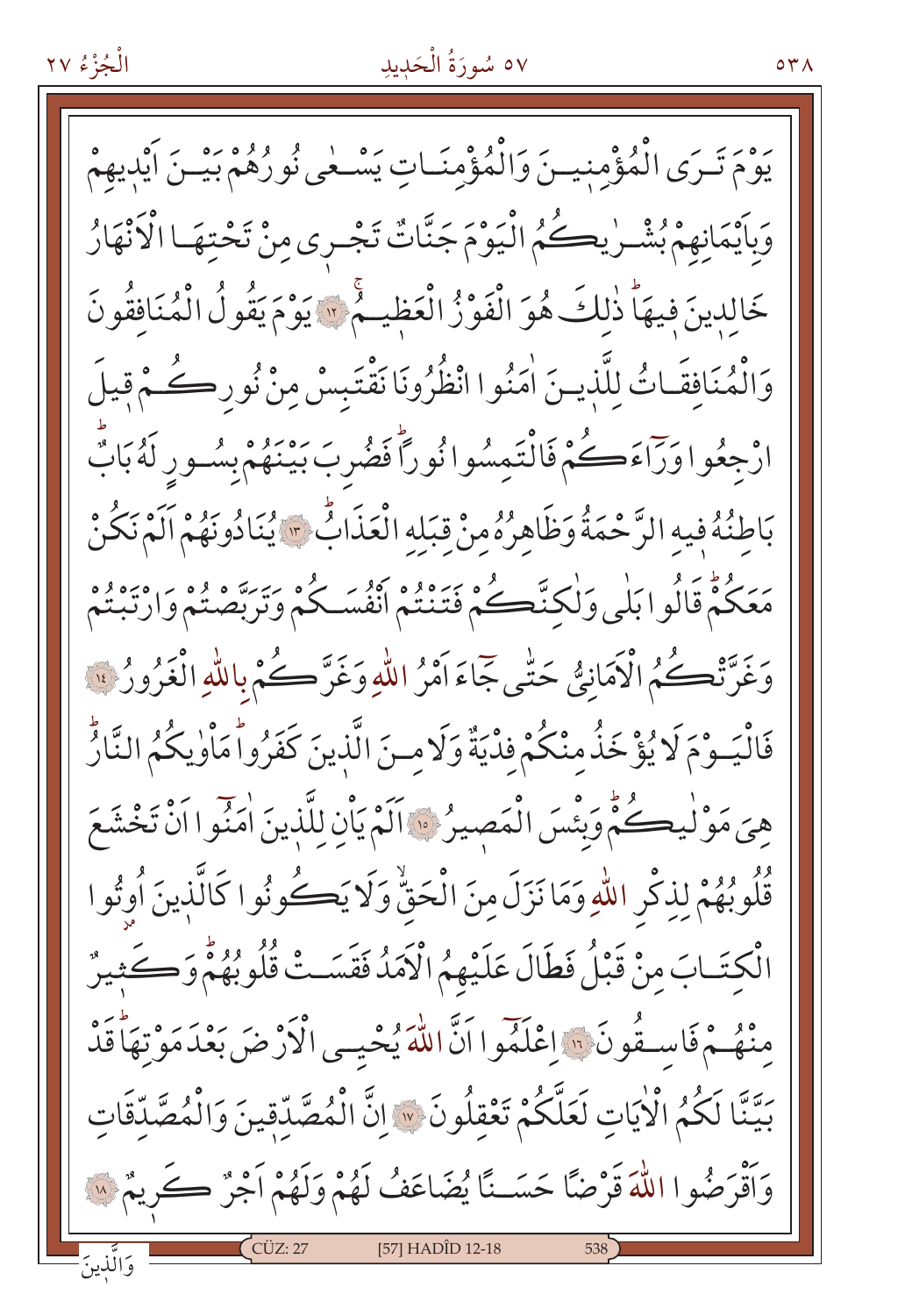يَوْمَ تَرَى الْمُؤْمِنِينَ وَالْمُؤْمِنَاتِ يَسْعٰى نُورُهُمْ بَيْنَ اَيْدِيهِمْ وَبِاَيْمَانِهِمْ بُشْرٰيكُمُ الْيَوْمَ جَنَّاتٌ تَجْرِي مِنْ تَحْتِهَا الْاَنْهَارُ خَالِدِينَ فِيهَاۜ ذٰلِكَ هُوَ الْفَوْزُ الْعَظِيمُۚ ﴿١٢﴾ يَوْمَ يَقُولُ الْمُنَافِقُونَ وَالْمُنَافِقَاتُ لِلَّذِينَ اٰمَنُوا انْظُرُونَا نَقْتَبِسْ مِنْ نُورِكُمْۚ قِيلَ ارْجِعُوا وَرَٓاءَكُمْ فَالْتَمِسُوا نُوراًۜ فَضُرِبَ بَيْنَهُمْ بِسُورٍ لَهُ بَابٌۜ بَاطِنُهُ فِيهِ الرَّحْمَةُ وَظَاهِرُهُ مِنْ قِبَلِهِ الْعَذَابُۜ ﴿١٣﴾ يُنَادُونَهُمْ اَلَمْ نَكُنْ مَعَكُمْۜ قَالُوا بَلٰى وَلٰكِنَّكُمْ فَتَنْتُمْ اَنْفُسَكُمْ وَتَرَبَّصْتُمْ وَارْتَبْتُمْ وَغَرَّتْكُمُ الْاَمَانِيُّ حَتّٰى جَٓاءَ اَمْرُ اللّٰهِ وَغَرَّكُمْ بِاللّٰهِ الْغَرُورُ ﴿١٤﴾ فَالْيَوْمَ لَا يُؤْخَذُ مِنْكُمْ فِدْيَةٌ وَلَا مِنَ الَّذِينَ كَفَرُواۜ مَاْوٰيكُمُ النَّارُۜ هِيَ مَوْلٰيكُمْۜ وَبِئْسَ الْمَصِيرُ ﴿١٥﴾ اَلَمْ يَاْنِ لِلَّذِينَ اٰمَنُوا اَنْ تَخْشَعَ قُلُوبُهُمْ لِذِكْرِ اللّٰهِ وَمَا نَزَلَ مِنَ الْحَقِّۙ وَلَا يَكُونُوا كَالَّذِينَ اُو۫تُوا الْكِتَابَ مِنْ قَبْلُ فَطَالَ عَلَيْهِمُ الْاَمَدُ فَقَسَتْ قُلُوبُهُمْۜ وَكَثِيرٌ مِنْهُمْ فَاسِقُونَ ﴿١٦﴾ اِعْلَمُٓوا اَنَّ اللّٰهَ يُحْيِي الْاَرْضَ بَعْدَ مَوْتِهَاۜ قَدْ بَيَّنَّا لَكُمُ الْاٰيَاتِ لَعَلَّكُمْ تَعْقِلُونَ ﴿١٧﴾ اِنَّ الْمُصَّدِّقِينَ وَالْمُصَّدِّقَاتِ وَاَقْرَضُوا اللّٰهَ قَرْضاً حَسَناً يُضَاعَفُ لَهُمْ وَلَهُمْ اَجْرٌ كَرِيمٌ ﴿١٨﴾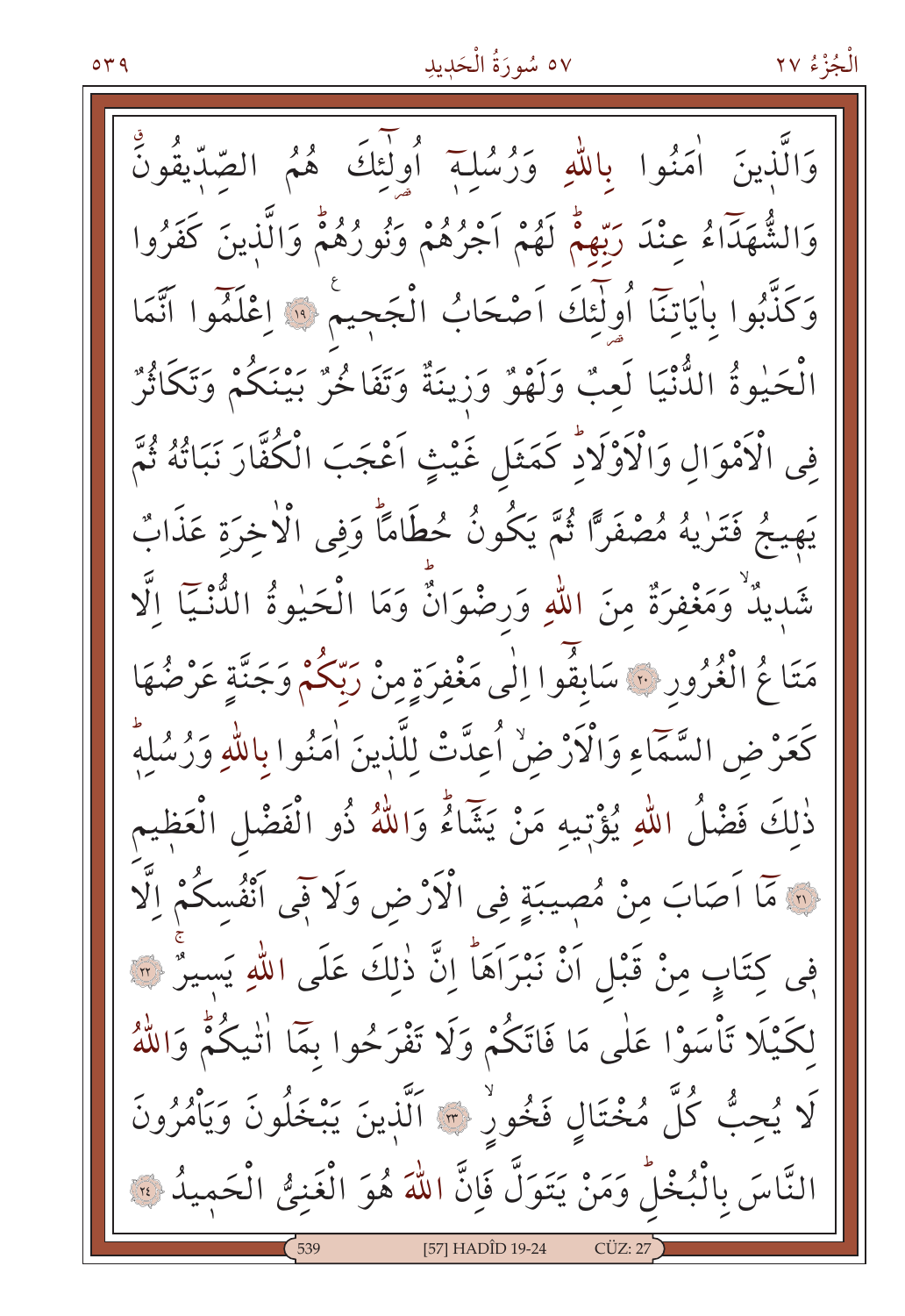وَالَّذٖينَ اٰمَنُوا بِاللّٰهِ وَرُسُلِهٖٓ اُولٰٓئِكَ هُمُ الصِّدّٖيقُونَ وَالشُّهَدَٓاءُ عِنْدَ رَبِّهِمْؕ لَهُمْ اَجْرُهُمْ وَنُورُهُمْؕ وَالَّذٖينَ كَفَرُوا وَكَذَّبُوا بِاٰيَاتِنَٓا اُولٰٓئِكَ اَصْحَابُ الْجَحٖيمِ ﴿١٩﴾ اِعْلَمُٓوا اَنَّمَا الْحَيٰوةُ الدُّنْيَا لَعِبٌ وَلَهْوٌ وَزٖينَةٌ وَتَفَاخُرٌ بَيْنَكُمْ وَتَكَاثُرٌ فِى الْاَمْوَالِ وَالْاَوْلَادِؕ كَمَثَلِ غَيْثٍ اَعْجَبَ الْكُفَّارَ نَبَاتُهُ ثُمَّ يَهٖيجُ فَتَرٰيهُ مُصْفَرًّا ثُمَّ يَكُونُ حُطَامًاؕ وَفِى الْاٰخِرَةِ عَذَابٌ شَدٖيدٌۙ وَمَغْفِرَةٌ مِنَ اللّٰهِ وَرِضْوَانٌؕ وَمَا الْحَيٰوةُ الدُّنْيَٓا اِلَّا مَتَاعُ الْغُرُورِ ﴿٢٠﴾ سَابِقُٓوا اِلٰى مَغْفِرَةٍ مِنْ رَبِّكُمْ وَجَنَّةٍ عَرْضُهَا كَعَرْضِ السَّمَٓاءِ وَالْاَرْضِۙ اُعِدَّتْ لِلَّذٖينَ اٰمَنُوا بِاللّٰهِ وَرُسُلِهٖؕ ذٰلِكَ فَضْلُ اللّٰهِ يُؤْتٖيهِ مَنْ يَشَٓاءُؕ وَاللّٰهُ ذُو الْفَضْلِ الْعَظٖيمِ ﴿٢١﴾ مَٓا اَصَابَ مِنْ مُصٖيبَةٍ فِى الْاَرْضِ وَلَا فٖٓى اَنْفُسِكُمْ اِلَّا فٖى كِتَابٍ مِنْ قَبْلِ اَنْ نَبْرَاَهَاؕ اِنَّ ذٰلِكَ عَلَى اللّٰهِ يَسٖيرٌۚ ﴿٢٢﴾ لِكَيْلَا تَاْسَوْا عَلٰى مَا فَاتَكُمْ وَلَا تَفْرَحُوا بِمَٓا اٰتٰيكُمْؕ وَاللّٰهُ لَا يُحِبُّ كُلَّ مُخْتَالٍ فَخُورٍۙ ﴿٢٣﴾ اَلَّذٖينَ يَبْخَلُونَ وَيَاْمُرُونَ النَّاسَ بِالْبُخْلِؕ وَمَنْ يَتَوَلَّ فَاِنَّ اللّٰهَ هُوَ الْغَنِىُّ الْحَمٖيدُ ﴿٢٤﴾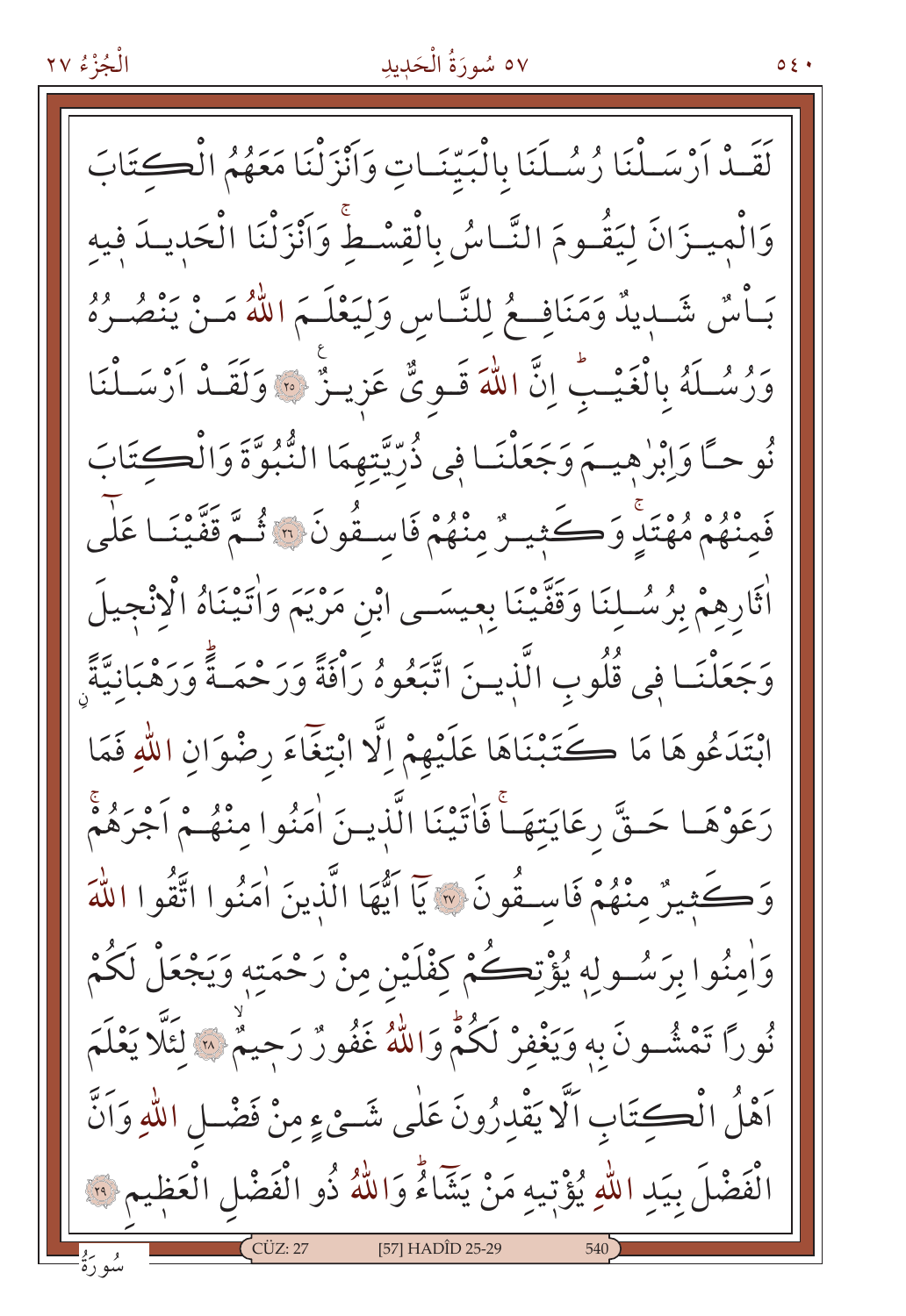لَقَدْ اَرْسَلْنَا رُسُلَنَا بِالْبَيِّنَاتِ وَاَنْزَلْنَا مَعَهُمُ الْكِتَابَ وَالْمِيزَانَ لِيَقُومَ النَّاسُ بِالْقِسْطِۚ وَاَنْزَلْنَا الْحَدِيدَ فِيهِ بَأْسٌ شَدِيدٌ وَمَنَافِعُ لِلنَّاسِ وَلِيَعْلَمَ اللّٰهُ مَنْ يَنْصُرُهُ وَرُسُلَهُ بِالْغَيْبِۜ اِنَّ اللّٰهَ قَوِيٌّ عَزِيزٌ ﴿٢٥﴾ وَلَقَدْ اَرْسَلْنَا نُوحًا وَاِبْرٰهِيمَ وَجَعَلْنَا فِي ذُرِّيَّتِهِمَا النُّبُوَّةَ وَالْكِتَابَ فَمِنْهُمْ مُهْتَدٍۚ وَكَثِيرٌ مِنْهُمْ فَاسِقُونَ ﴿٢٦﴾ ثُمَّ قَفَّيْنَا عَلٰٓى اٰثَارِهِمْ بِرُسُلِنَا وَقَفَّيْنَا بِعِيسَى ابْنِ مَرْيَمَ وَاٰتَيْنَاهُ الْاِنْجِيلَ وَجَعَلْنَا فِي قُلُوبِ الَّذِينَ اتَّبَعُوهُ رَاْفَةً وَرَحْمَةًۜ وَرَهْبَانِيَّةَنِ ابْتَدَعُوهَا مَا كَتَبْنَاهَا عَلَيْهِمْ اِلَّا ابْتِغَٓاءَ رِضْوَانِ اللّٰهِ فَمَا رَعَوْهَا حَقَّ رِعَايَتِهَاۚ فَاٰتَيْنَا الَّذِينَ اٰمَنُوا مِنْهُمْ اَجْرَهُمْۚ وَكَثِيرٌ مِنْهُمْ فَاسِقُونَ ﴿٢٧﴾ يَٓا اَيُّهَا الَّذِينَ اٰمَنُوا اتَّقُوا اللّٰهَ وَاٰمِنُوا بِرَسُولِهِ يُؤْتِكُمْ كِفْلَيْنِ مِنْ رَحْمَتِهِ وَيَجْعَلْ لَكُمْ نُورًا تَمْشُونَ بِهِ وَيَغْفِرْ لَكُمْۜ وَاللّٰهُ غَفُورٌ رَحِيمٌۙ ﴿٢٨﴾ لِئَلَّا يَعْلَمَ اَهْلُ الْكِتَابِ اَلَّا يَقْدِرُونَ عَلٰى شَيْءٍ مِنْ فَضْلِ اللّٰهِ وَاَنَّ الْفَضْلَ بِيَدِ اللّٰهِ يُؤْتِيهِ مَنْ يَشَٓاءُۜ وَاللّٰهُ ذُو الْفَضْلِ الْعَظِيمِ ﴿٢٩﴾